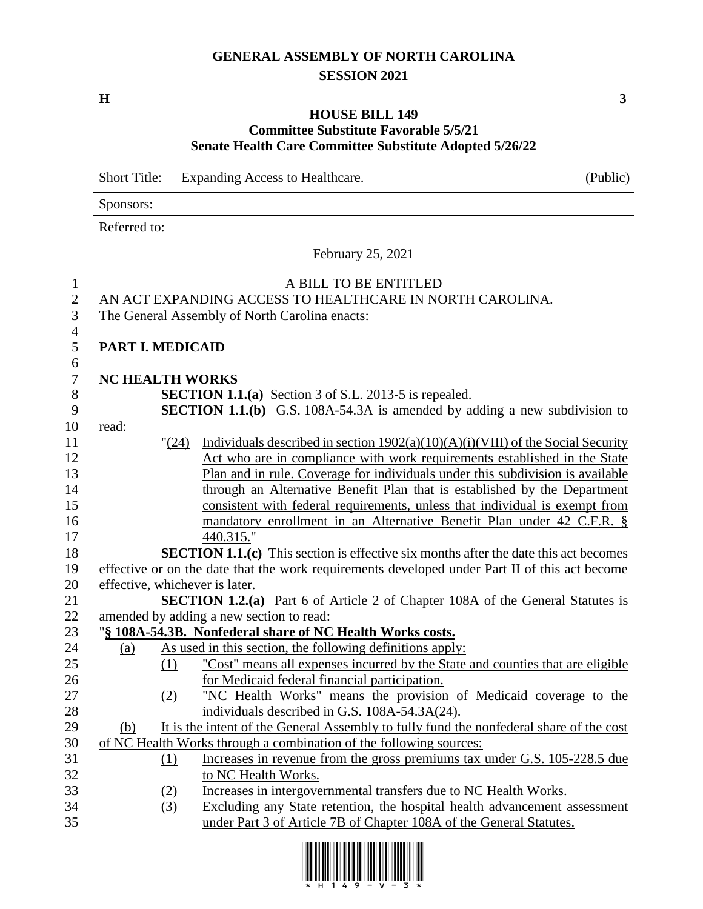# GENERAL ASSEMBLY OF NORTH CAROLINA
## SESSION 2021

**H** **3**

**HOUSE BILL 149**
**Committee Substitute Favorable 5/5/21**
**Senate Health Care Committee Substitute Adopted 5/26/22**

Short Title: Expanding Access to Healthcare. (Public)

Sponsors:

Referred to:

February 25, 2021

A BILL TO BE ENTITLED
AN ACT EXPANDING ACCESS TO HEALTHCARE IN NORTH CAROLINA.
The General Assembly of North Carolina enacts:

**PART I. MEDICAID**

**NC HEALTH WORKS**

**SECTION 1.1.(a)** Section 3 of S.L. 2013-5 is repealed.

**SECTION 1.1.(b)** G.S. 108A-54.3A is amended by adding a new subdivision to read:

"(24) Individuals described in section 1902(a)(10)(A)(i)(VIII) of the Social Security Act who are in compliance with work requirements established in the State Plan and in rule. Coverage for individuals under this subdivision is available through an Alternative Benefit Plan that is established by the Department consistent with federal requirements, unless that individual is exempt from mandatory enrollment in an Alternative Benefit Plan under 42 C.F.R. § 440.315."

**SECTION 1.1.(c)** This section is effective six months after the date this act becomes effective or on the date that the work requirements developed under Part II of this act become effective, whichever is later.

**SECTION 1.2.(a)** Part 6 of Article 2 of Chapter 108A of the General Statutes is amended by adding a new section to read:

"**§ 108A-54.3B. Nonfederal share of NC Health Works costs.**

(a) As used in this section, the following definitions apply:

(1) "Cost" means all expenses incurred by the State and counties that are eligible for Medicaid federal financial participation.

(2) "NC Health Works" means the provision of Medicaid coverage to the individuals described in G.S. 108A-54.3A(24).

(b) It is the intent of the General Assembly to fully fund the nonfederal share of the cost of NC Health Works through a combination of the following sources:

(1) Increases in revenue from the gross premiums tax under G.S. 105-228.5 due to NC Health Works.

(2) Increases in intergovernmental transfers due to NC Health Works.

(3) Excluding any State retention, the hospital health advancement assessment under Part 3 of Article 7B of Chapter 108A of the General Statutes.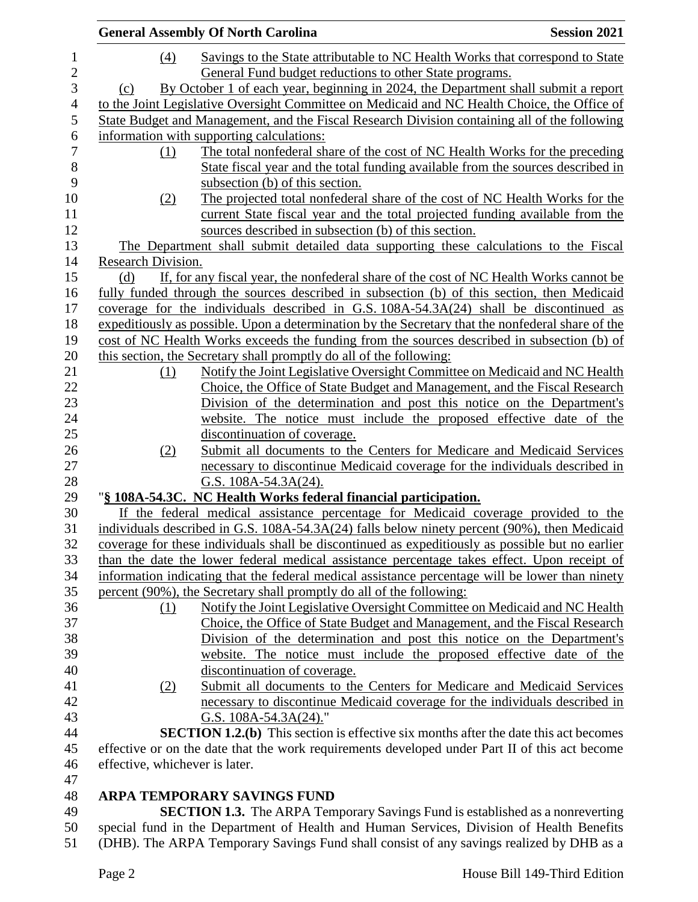(4) Savings to the State attributable to NC Health Works that correspond to State General Fund budget reductions to other State programs.

(c) By October 1 of each year, beginning in 2024, the Department shall submit a report to the Joint Legislative Oversight Committee on Medicaid and NC Health Choice, the Office of State Budget and Management, and the Fiscal Research Division containing all of the following information with supporting calculations:

(1) The total nonfederal share of the cost of NC Health Works for the preceding State fiscal year and the total funding available from the sources described in subsection (b) of this section.

(2) The projected total nonfederal share of the cost of NC Health Works for the current State fiscal year and the total projected funding available from the sources described in subsection (b) of this section.

The Department shall submit detailed data supporting these calculations to the Fiscal Research Division.

(d) If, for any fiscal year, the nonfederal share of the cost of NC Health Works cannot be fully funded through the sources described in subsection (b) of this section, then Medicaid coverage for the individuals described in G.S. 108A-54.3A(24) shall be discontinued as expeditiously as possible. Upon a determination by the Secretary that the nonfederal share of the cost of NC Health Works exceeds the funding from the sources described in subsection (b) of this section, the Secretary shall promptly do all of the following:

(1) Notify the Joint Legislative Oversight Committee on Medicaid and NC Health Choice, the Office of State Budget and Management, and the Fiscal Research Division of the determination and post this notice on the Department's website. The notice must include the proposed effective date of the discontinuation of coverage.

(2) Submit all documents to the Centers for Medicare and Medicaid Services necessary to discontinue Medicaid coverage for the individuals described in G.S. 108A-54.3A(24).

"**§ 108A-54.3C. NC Health Works federal financial participation.**

If the federal medical assistance percentage for Medicaid coverage provided to the individuals described in G.S. 108A-54.3A(24) falls below ninety percent (90%), then Medicaid coverage for these individuals shall be discontinued as expeditiously as possible but no earlier than the date the lower federal medical assistance percentage takes effect. Upon receipt of information indicating that the federal medical assistance percentage will be lower than ninety percent (90%), the Secretary shall promptly do all of the following:

(1) Notify the Joint Legislative Oversight Committee on Medicaid and NC Health Choice, the Office of State Budget and Management, and the Fiscal Research Division of the determination and post this notice on the Department's website. The notice must include the proposed effective date of the discontinuation of coverage.

(2) Submit all documents to the Centers for Medicare and Medicaid Services necessary to discontinue Medicaid coverage for the individuals described in G.S. 108A-54.3A(24)."

**SECTION 1.2.(b)** This section is effective six months after the date this act becomes effective or on the date that the work requirements developed under Part II of this act become effective, whichever is later.

## ARPA TEMPORARY SAVINGS FUND

**SECTION 1.3.** The ARPA Temporary Savings Fund is established as a nonreverting special fund in the Department of Health and Human Services, Division of Health Benefits (DHB). The ARPA Temporary Savings Fund shall consist of any savings realized by DHB as a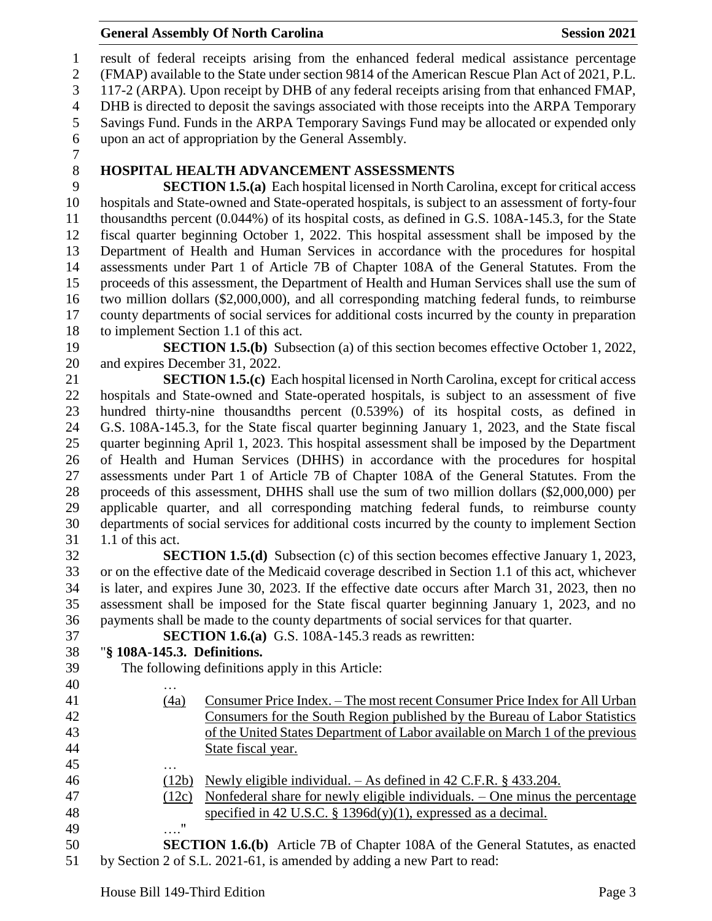result of federal receipts arising from the enhanced federal medical assistance percentage (FMAP) available to the State under section 9814 of the American Rescue Plan Act of 2021, P.L. 117-2 (ARPA). Upon receipt by DHB of any federal receipts arising from that enhanced FMAP, DHB is directed to deposit the savings associated with those receipts into the ARPA Temporary Savings Fund. Funds in the ARPA Temporary Savings Fund may be allocated or expended only upon an act of appropriation by the General Assembly.

## HOSPITAL HEALTH ADVANCEMENT ASSESSMENTS

**SECTION 1.5.(a)** Each hospital licensed in North Carolina, except for critical access hospitals and State-owned and State-operated hospitals, is subject to an assessment of forty-four thousandths percent (0.044%) of its hospital costs, as defined in G.S. 108A-145.3, for the State fiscal quarter beginning October 1, 2022. This hospital assessment shall be imposed by the Department of Health and Human Services in accordance with the procedures for hospital assessments under Part 1 of Article 7B of Chapter 108A of the General Statutes. From the proceeds of this assessment, the Department of Health and Human Services shall use the sum of two million dollars ($2,000,000), and all corresponding matching federal funds, to reimburse county departments of social services for additional costs incurred by the county in preparation to implement Section 1.1 of this act.

**SECTION 1.5.(b)** Subsection (a) of this section becomes effective October 1, 2022, and expires December 31, 2022.

**SECTION 1.5.(c)** Each hospital licensed in North Carolina, except for critical access hospitals and State-owned and State-operated hospitals, is subject to an assessment of five hundred thirty-nine thousandths percent (0.539%) of its hospital costs, as defined in G.S. 108A-145.3, for the State fiscal quarter beginning January 1, 2023, and the State fiscal quarter beginning April 1, 2023. This hospital assessment shall be imposed by the Department of Health and Human Services (DHHS) in accordance with the procedures for hospital assessments under Part 1 of Article 7B of Chapter 108A of the General Statutes. From the proceeds of this assessment, DHHS shall use the sum of two million dollars ($2,000,000) per applicable quarter, and all corresponding matching federal funds, to reimburse county departments of social services for additional costs incurred by the county to implement Section 1.1 of this act.

**SECTION 1.5.(d)** Subsection (c) of this section becomes effective January 1, 2023, or on the effective date of the Medicaid coverage described in Section 1.1 of this act, whichever is later, and expires June 30, 2023. If the effective date occurs after March 31, 2023, then no assessment shall be imposed for the State fiscal quarter beginning January 1, 2023, and no payments shall be made to the county departments of social services for that quarter.

**SECTION 1.6.(a)** G.S. 108A-145.3 reads as rewritten:

"**§ 108A-145.3. Definitions.**

The following definitions apply in this Article:

…

(4a) Consumer Price Index. – The most recent Consumer Price Index for All Urban Consumers for the South Region published by the Bureau of Labor Statistics of the United States Department of Labor available on March 1 of the previous State fiscal year.

…

(12b) Newly eligible individual. – As defined in 42 C.F.R. § 433.204.

(12c) Nonfederal share for newly eligible individuals. – One minus the percentage specified in 42 U.S.C. § 1396d(y)(1), expressed as a decimal.

…."

**SECTION 1.6.(b)** Article 7B of Chapter 108A of the General Statutes, as enacted by Section 2 of S.L. 2021-61, is amended by adding a new Part to read: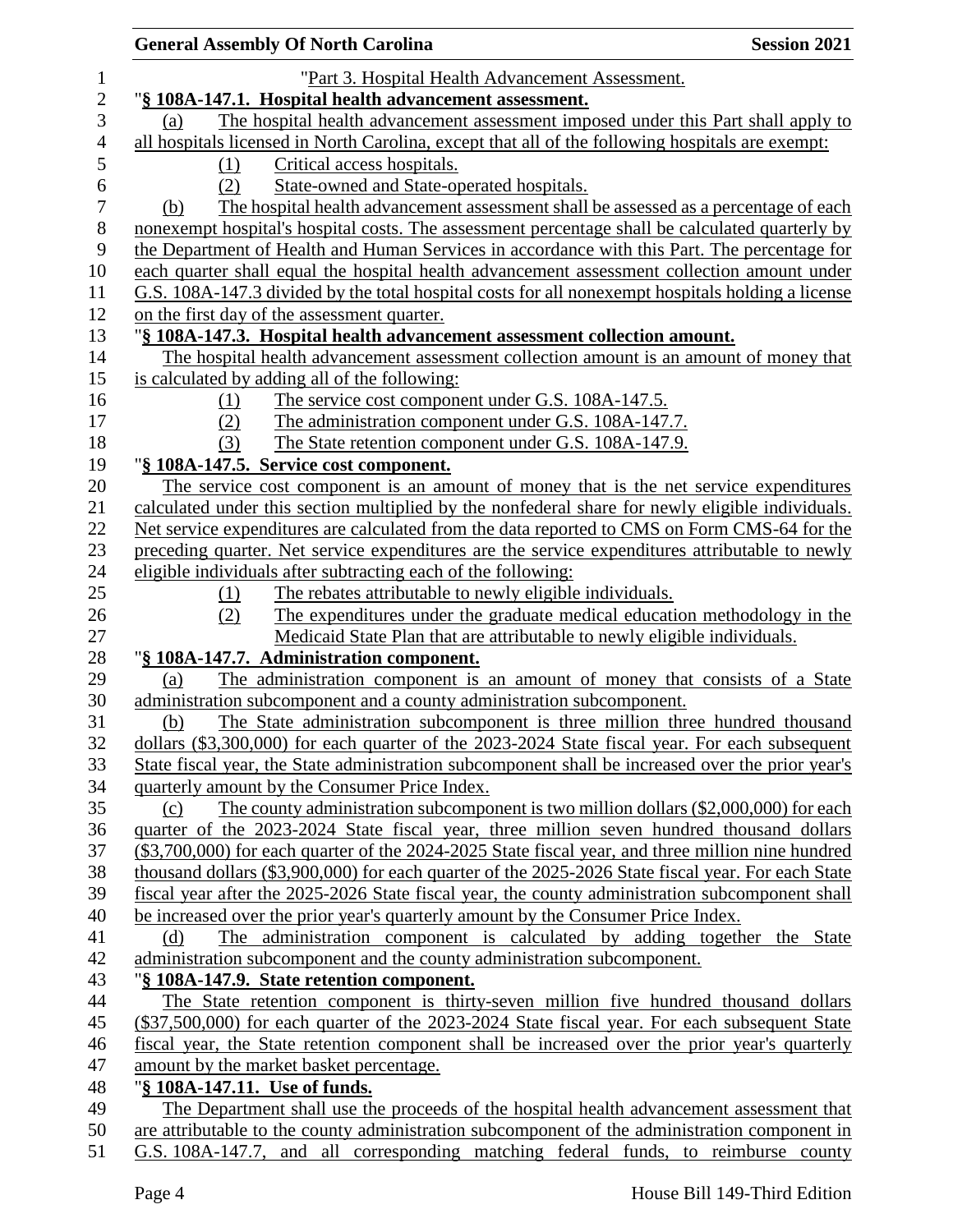"Part 3. Hospital Health Advancement Assessment.

"**§ 108A-147.1. Hospital health advancement assessment.**

(a) The hospital health advancement assessment imposed under this Part shall apply to all hospitals licensed in North Carolina, except that all of the following hospitals are exempt:

(1) Critical access hospitals.

(2) State-owned and State-operated hospitals.

(b) The hospital health advancement assessment shall be assessed as a percentage of each nonexempt hospital's hospital costs. The assessment percentage shall be calculated quarterly by the Department of Health and Human Services in accordance with this Part. The percentage for each quarter shall equal the hospital health advancement assessment collection amount under G.S. 108A-147.3 divided by the total hospital costs for all nonexempt hospitals holding a license on the first day of the assessment quarter.

"**§ 108A-147.3. Hospital health advancement assessment collection amount.**

The hospital health advancement assessment collection amount is an amount of money that is calculated by adding all of the following:

(1) The service cost component under G.S. 108A-147.5.

(2) The administration component under G.S. 108A-147.7.

(3) The State retention component under G.S. 108A-147.9.

"**§ 108A-147.5. Service cost component.**

The service cost component is an amount of money that is the net service expenditures calculated under this section multiplied by the nonfederal share for newly eligible individuals. Net service expenditures are calculated from the data reported to CMS on Form CMS-64 for the preceding quarter. Net service expenditures are the service expenditures attributable to newly eligible individuals after subtracting each of the following:

(1) The rebates attributable to newly eligible individuals.

(2) The expenditures under the graduate medical education methodology in the Medicaid State Plan that are attributable to newly eligible individuals.

"**§ 108A-147.7. Administration component.**

(a) The administration component is an amount of money that consists of a State administration subcomponent and a county administration subcomponent.

(b) The State administration subcomponent is three million three hundred thousand dollars ($3,300,000) for each quarter of the 2023-2024 State fiscal year. For each subsequent State fiscal year, the State administration subcomponent shall be increased over the prior year's quarterly amount by the Consumer Price Index.

(c) The county administration subcomponent is two million dollars ($2,000,000) for each quarter of the 2023-2024 State fiscal year, three million seven hundred thousand dollars ($3,700,000) for each quarter of the 2024-2025 State fiscal year, and three million nine hundred thousand dollars ($3,900,000) for each quarter of the 2025-2026 State fiscal year. For each State fiscal year after the 2025-2026 State fiscal year, the county administration subcomponent shall be increased over the prior year's quarterly amount by the Consumer Price Index.

(d) The administration component is calculated by adding together the State administration subcomponent and the county administration subcomponent.

"**§ 108A-147.9. State retention component.**

The State retention component is thirty-seven million five hundred thousand dollars ($37,500,000) for each quarter of the 2023-2024 State fiscal year. For each subsequent State fiscal year, the State retention component shall be increased over the prior year's quarterly amount by the market basket percentage.

"**§ 108A-147.11. Use of funds.**

The Department shall use the proceeds of the hospital health advancement assessment that are attributable to the county administration subcomponent of the administration component in G.S. 108A-147.7, and all corresponding matching federal funds, to reimburse county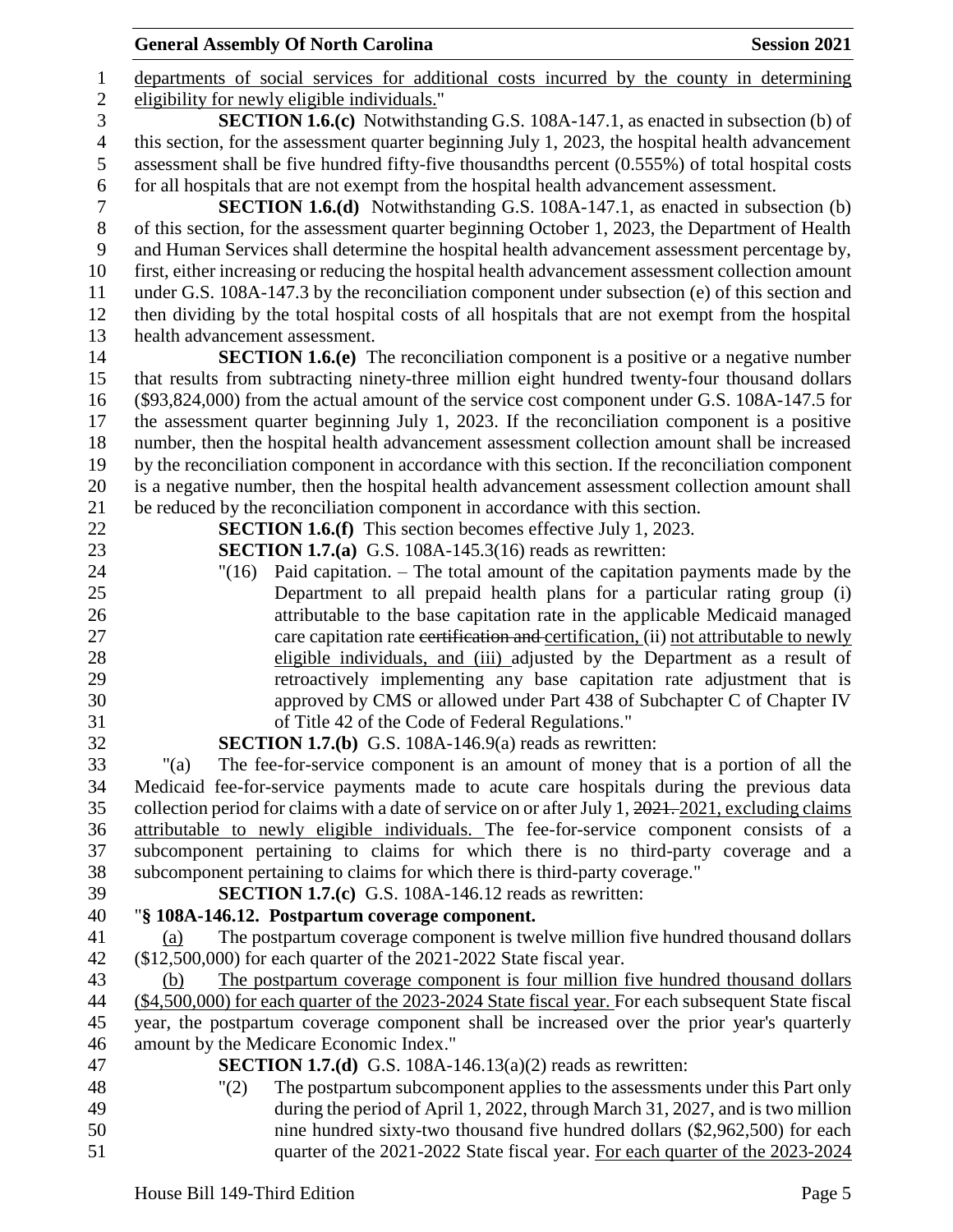departments of social services for additional costs incurred by the county in determining eligibility for newly eligible individuals."

**SECTION 1.6.(c)** Notwithstanding G.S. 108A-147.1, as enacted in subsection (b) of this section, for the assessment quarter beginning July 1, 2023, the hospital health advancement assessment shall be five hundred fifty-five thousandths percent (0.555%) of total hospital costs for all hospitals that are not exempt from the hospital health advancement assessment.

**SECTION 1.6.(d)** Notwithstanding G.S. 108A-147.1, as enacted in subsection (b) of this section, for the assessment quarter beginning October 1, 2023, the Department of Health and Human Services shall determine the hospital health advancement assessment percentage by, first, either increasing or reducing the hospital health advancement assessment collection amount under G.S. 108A-147.3 by the reconciliation component under subsection (e) of this section and then dividing by the total hospital costs of all hospitals that are not exempt from the hospital health advancement assessment.

**SECTION 1.6.(e)** The reconciliation component is a positive or a negative number that results from subtracting ninety-three million eight hundred twenty-four thousand dollars ($93,824,000) from the actual amount of the service cost component under G.S. 108A-147.5 for the assessment quarter beginning July 1, 2023. If the reconciliation component is a positive number, then the hospital health advancement assessment collection amount shall be increased by the reconciliation component in accordance with this section. If the reconciliation component is a negative number, then the hospital health advancement assessment collection amount shall be reduced by the reconciliation component in accordance with this section.

**SECTION 1.6.(f)** This section becomes effective July 1, 2023.

**SECTION 1.7.(a)** G.S. 108A-145.3(16) reads as rewritten:

"(16) Paid capitation. – The total amount of the capitation payments made by the Department to all prepaid health plans for a particular rating group (i) attributable to the base capitation rate in the applicable Medicaid managed care capitation rate ~~certification and~~ certification, (ii) not attributable to newly eligible individuals, and (iii) adjusted by the Department as a result of retroactively implementing any base capitation rate adjustment that is approved by CMS or allowed under Part 438 of Subchapter C of Chapter IV of Title 42 of the Code of Federal Regulations."

**SECTION 1.7.(b)** G.S. 108A-146.9(a) reads as rewritten:

"(a) The fee-for-service component is an amount of money that is a portion of all the Medicaid fee-for-service payments made to acute care hospitals during the previous data collection period for claims with a date of service on or after July 1, ~~2021.~~ 2021, excluding claims attributable to newly eligible individuals. The fee-for-service component consists of a subcomponent pertaining to claims for which there is no third-party coverage and a subcomponent pertaining to claims for which there is third-party coverage."

**SECTION 1.7.(c)** G.S. 108A-146.12 reads as rewritten:

"**§ 108A-146.12. Postpartum coverage component.**

(a) The postpartum coverage component is twelve million five hundred thousand dollars ($12,500,000) for each quarter of the 2021-2022 State fiscal year.

(b) The postpartum coverage component is four million five hundred thousand dollars ($4,500,000) for each quarter of the 2023-2024 State fiscal year. For each subsequent State fiscal year, the postpartum coverage component shall be increased over the prior year's quarterly amount by the Medicare Economic Index."

**SECTION 1.7.(d)** G.S. 108A-146.13(a)(2) reads as rewritten:

"(2) The postpartum subcomponent applies to the assessments under this Part only during the period of April 1, 2022, through March 31, 2027, and is two million nine hundred sixty-two thousand five hundred dollars ($2,962,500) for each quarter of the 2021-2022 State fiscal year. For each quarter of the 2023-2024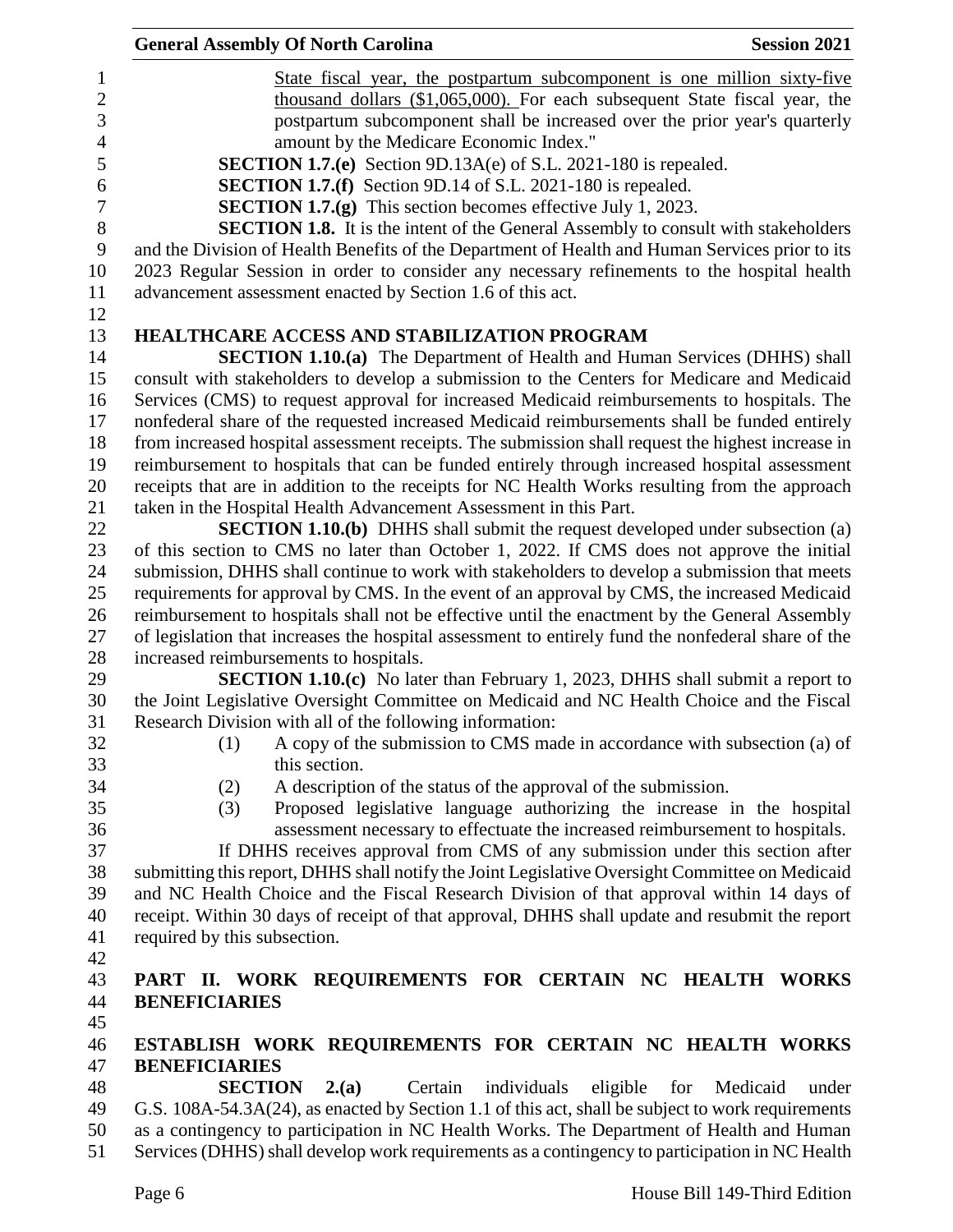State fiscal year, the postpartum subcomponent is one million sixty-five thousand dollars ($1,065,000). For each subsequent State fiscal year, the postpartum subcomponent shall be increased over the prior year's quarterly amount by the Medicare Economic Index."

**SECTION 1.7.(e)** Section 9D.13A(e) of S.L. 2021-180 is repealed.

**SECTION 1.7.(f)** Section 9D.14 of S.L. 2021-180 is repealed.

**SECTION 1.7.(g)** This section becomes effective July 1, 2023.

**SECTION 1.8.** It is the intent of the General Assembly to consult with stakeholders and the Division of Health Benefits of the Department of Health and Human Services prior to its 2023 Regular Session in order to consider any necessary refinements to the hospital health advancement assessment enacted by Section 1.6 of this act.

**HEALTHCARE ACCESS AND STABILIZATION PROGRAM**

**SECTION 1.10.(a)** The Department of Health and Human Services (DHHS) shall consult with stakeholders to develop a submission to the Centers for Medicare and Medicaid Services (CMS) to request approval for increased Medicaid reimbursements to hospitals. The nonfederal share of the requested increased Medicaid reimbursements shall be funded entirely from increased hospital assessment receipts. The submission shall request the highest increase in reimbursement to hospitals that can be funded entirely through increased hospital assessment receipts that are in addition to the receipts for NC Health Works resulting from the approach taken in the Hospital Health Advancement Assessment in this Part.

**SECTION 1.10.(b)** DHHS shall submit the request developed under subsection (a) of this section to CMS no later than October 1, 2022. If CMS does not approve the initial submission, DHHS shall continue to work with stakeholders to develop a submission that meets requirements for approval by CMS. In the event of an approval by CMS, the increased Medicaid reimbursement to hospitals shall not be effective until the enactment by the General Assembly of legislation that increases the hospital assessment to entirely fund the nonfederal share of the increased reimbursements to hospitals.

**SECTION 1.10.(c)** No later than February 1, 2023, DHHS shall submit a report to the Joint Legislative Oversight Committee on Medicaid and NC Health Choice and the Fiscal Research Division with all of the following information:

(1) A copy of the submission to CMS made in accordance with subsection (a) of this section.

(2) A description of the status of the approval of the submission.

(3) Proposed legislative language authorizing the increase in the hospital assessment necessary to effectuate the increased reimbursement to hospitals.

If DHHS receives approval from CMS of any submission under this section after submitting this report, DHHS shall notify the Joint Legislative Oversight Committee on Medicaid and NC Health Choice and the Fiscal Research Division of that approval within 14 days of receipt. Within 30 days of receipt of that approval, DHHS shall update and resubmit the report required by this subsection.

## PART II. WORK REQUIREMENTS FOR CERTAIN NC HEALTH WORKS BENEFICIARIES

**ESTABLISH WORK REQUIREMENTS FOR CERTAIN NC HEALTH WORKS BENEFICIARIES**

**SECTION 2.(a)** Certain individuals eligible for Medicaid under G.S. 108A-54.3A(24), as enacted by Section 1.1 of this act, shall be subject to work requirements as a contingency to participation in NC Health Works. The Department of Health and Human Services (DHHS) shall develop work requirements as a contingency to participation in NC Health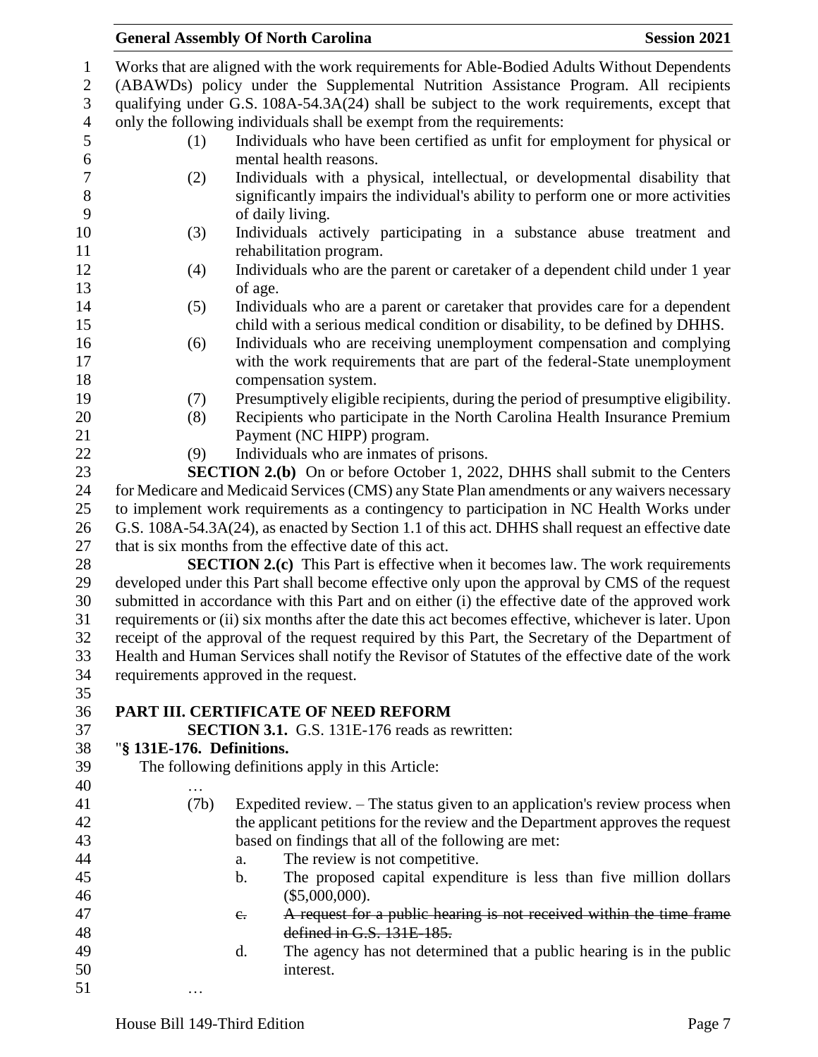Works that are aligned with the work requirements for Able-Bodied Adults Without Dependents (ABAWDs) policy under the Supplemental Nutrition Assistance Program. All recipients qualifying under G.S. 108A-54.3A(24) shall be subject to the work requirements, except that only the following individuals shall be exempt from the requirements:

(1) Individuals who have been certified as unfit for employment for physical or mental health reasons.

(2) Individuals with a physical, intellectual, or developmental disability that significantly impairs the individual's ability to perform one or more activities of daily living.

(3) Individuals actively participating in a substance abuse treatment and rehabilitation program.

(4) Individuals who are the parent or caretaker of a dependent child under 1 year of age.

(5) Individuals who are a parent or caretaker that provides care for a dependent child with a serious medical condition or disability, to be defined by DHHS.

(6) Individuals who are receiving unemployment compensation and complying with the work requirements that are part of the federal-State unemployment compensation system.

(7) Presumptively eligible recipients, during the period of presumptive eligibility.

(8) Recipients who participate in the North Carolina Health Insurance Premium Payment (NC HIPP) program.

(9) Individuals who are inmates of prisons.

**SECTION 2.(b)** On or before October 1, 2022, DHHS shall submit to the Centers for Medicare and Medicaid Services (CMS) any State Plan amendments or any waivers necessary to implement work requirements as a contingency to participation in NC Health Works under G.S. 108A-54.3A(24), as enacted by Section 1.1 of this act. DHHS shall request an effective date that is six months from the effective date of this act.

**SECTION 2.(c)** This Part is effective when it becomes law. The work requirements developed under this Part shall become effective only upon the approval by CMS of the request submitted in accordance with this Part and on either (i) the effective date of the approved work requirements or (ii) six months after the date this act becomes effective, whichever is later. Upon receipt of the approval of the request required by this Part, the Secretary of the Department of Health and Human Services shall notify the Revisor of Statutes of the effective date of the work requirements approved in the request.

## PART III. CERTIFICATE OF NEED REFORM

**SECTION 3.1.** G.S. 131E-176 reads as rewritten:

"**§ 131E-176. Definitions.**

The following definitions apply in this Article:

…

(7b) Expedited review. – The status given to an application's review process when the applicant petitions for the review and the Department approves the request based on findings that all of the following are met:

a. The review is not competitive.

b. The proposed capital expenditure is less than five million dollars ($5,000,000).

~~c. A request for a public hearing is not received within the time frame defined in G.S. 131E-185.~~

d. The agency has not determined that a public hearing is in the public interest.

…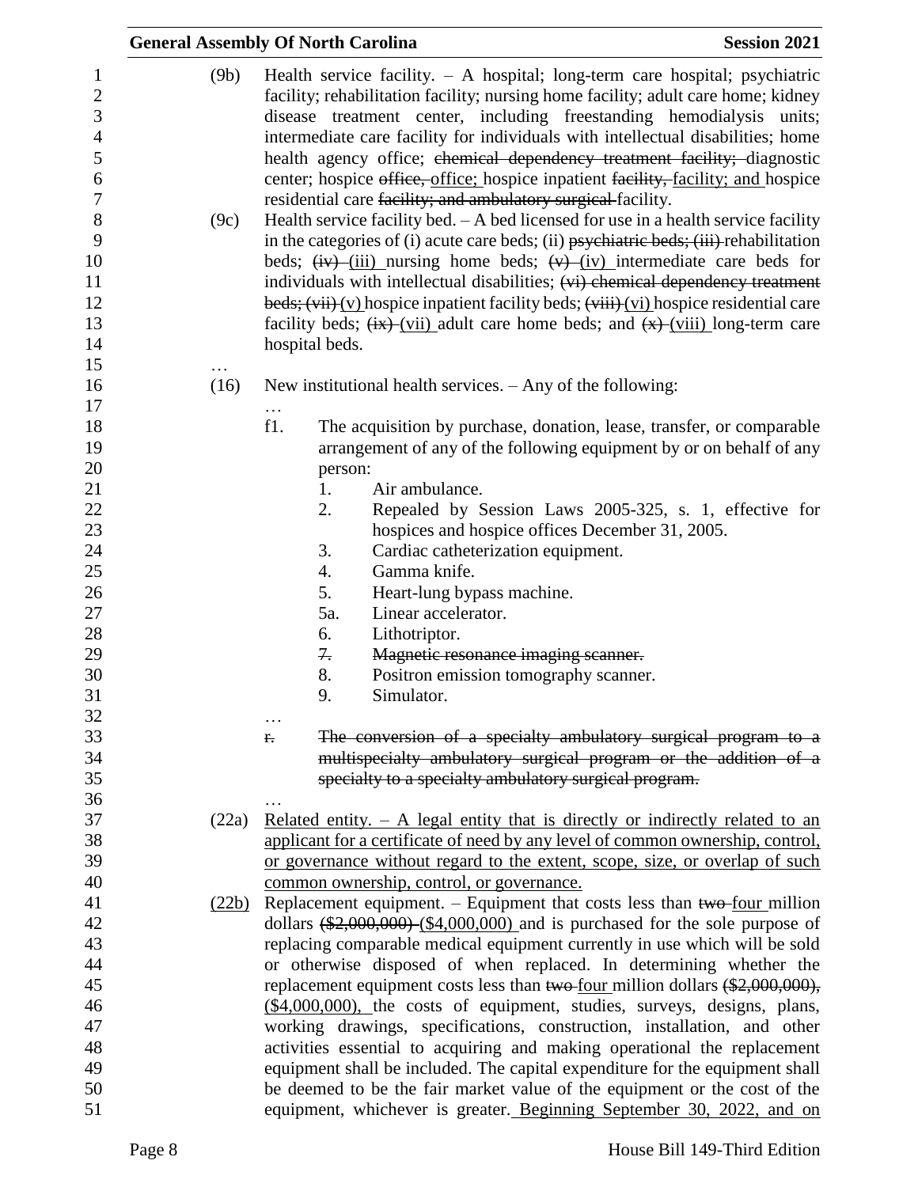(9b) Health service facility. – A hospital; long-term care hospital; psychiatric facility; rehabilitation facility; nursing home facility; adult care home; kidney disease treatment center, including freestanding hemodialysis units; intermediate care facility for individuals with intellectual disabilities; home health agency office; ~~chemical dependency treatment facility;~~ diagnostic center; hospice ~~office,~~ <u>office;</u> hospice inpatient ~~facility,~~ <u>facility; and</u> hospice residential care ~~facility; and ambulatory surgical~~ facility.

(9c) Health service facility bed. – A bed licensed for use in a health service facility in the categories of (i) acute care beds; (ii) ~~psychiatric beds; (iii)~~ rehabilitation beds; ~~(iv)~~ <u>(iii)</u> nursing home beds; ~~(v)~~ <u>(iv)</u> intermediate care beds for individuals with intellectual disabilities; ~~(vi) chemical dependency treatment beds; (vii)~~ <u>(v)</u> hospice inpatient facility beds; ~~(viii)~~ <u>(vi)</u> hospice residential care facility beds; ~~(ix)~~ <u>(vii)</u> adult care home beds; and ~~(x)~~ <u>(viii)</u> long-term care hospital beds.

…

(16) New institutional health services. – Any of the following:

…

f1. The acquisition by purchase, donation, lease, transfer, or comparable arrangement of any of the following equipment by or on behalf of any person:

1. Air ambulance.
2. Repealed by Session Laws 2005-325, s. 1, effective for hospices and hospice offices December 31, 2005.
3. Cardiac catheterization equipment.
4. Gamma knife.
5. Heart-lung bypass machine.

5a. Linear accelerator.

6. Lithotriptor.
7. ~~Magnetic resonance imaging scanner.~~
8. Positron emission tomography scanner.
9. Simulator.

…

~~r. The conversion of a specialty ambulatory surgical program to a multispecialty ambulatory surgical program or the addition of a specialty to a specialty ambulatory surgical program.~~

…

<u>(22a) Related entity. – A legal entity that is directly or indirectly related to an applicant for a certificate of need by any level of common ownership, control, or governance without regard to the extent, scope, size, or overlap of such common ownership, control, or governance.</u>

<u>(22b)</u> Replacement equipment. – Equipment that costs less than ~~two~~ <u>four</u> million dollars ~~($2,000,000)~~ <u>($4,000,000)</u> and is purchased for the sole purpose of replacing comparable medical equipment currently in use which will be sold or otherwise disposed of when replaced. In determining whether the replacement equipment costs less than ~~two~~ <u>four</u> million dollars ~~($2,000,000),~~ <u>($4,000,000),</u> the costs of equipment, studies, surveys, designs, plans, working drawings, specifications, construction, installation, and other activities essential to acquiring and making operational the replacement equipment shall be included. The capital expenditure for the equipment shall be deemed to be the fair market value of the equipment or the cost of the equipment, whichever is greater. <u>Beginning September 30, 2022, and on</u>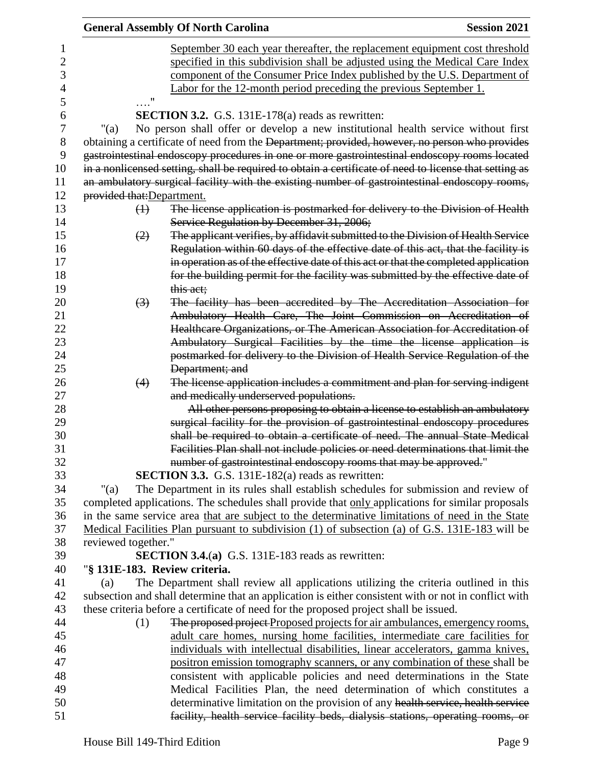September 30 each year thereafter, the replacement equipment cost threshold specified in this subdivision shall be adjusted using the Medical Care Index component of the Consumer Price Index published by the U.S. Department of Labor for the 12-month period preceding the previous September 1.

…."

**SECTION 3.2.** G.S. 131E-178(a) reads as rewritten:

"(a) No person shall offer or develop a new institutional health service without first obtaining a certificate of need from the ~~Department; provided, however, no person who provides gastrointestinal endoscopy procedures in one or more gastrointestinal endoscopy rooms located in a nonlicensed setting, shall be required to obtain a certificate of need to license that setting as an ambulatory surgical facility with the existing number of gastrointestinal endoscopy rooms, provided that:~~Department.

~~(1) The license application is postmarked for delivery to the Division of Health Service Regulation by December 31, 2006;~~

~~(2) The applicant verifies, by affidavit submitted to the Division of Health Service Regulation within 60 days of the effective date of this act, that the facility is in operation as of the effective date of this act or that the completed application for the building permit for the facility was submitted by the effective date of this act;~~

~~(3) The facility has been accredited by The Accreditation Association for Ambulatory Health Care, The Joint Commission on Accreditation of Healthcare Organizations, or The American Association for Accreditation of Ambulatory Surgical Facilities by the time the license application is postmarked for delivery to the Division of Health Service Regulation of the Department; and~~

~~(4) The license application includes a commitment and plan for serving indigent and medically underserved populations.~~

~~All other persons proposing to obtain a license to establish an ambulatory surgical facility for the provision of gastrointestinal endoscopy procedures shall be required to obtain a certificate of need. The annual State Medical Facilities Plan shall not include policies or need determinations that limit the number of gastrointestinal endoscopy rooms that may be approved.~~"

**SECTION 3.3.** G.S. 131E-182(a) reads as rewritten:

"(a) The Department in its rules shall establish schedules for submission and review of completed applications. The schedules shall provide that <u>only</u> applications for similar proposals in the same service area <u>that are subject to the determinative limitations of need in the State Medical Facilities Plan pursuant to subdivision (1) of subsection (a) of G.S. 131E-183</u> will be reviewed together."

**SECTION 3.4.(a)** G.S. 131E-183 reads as rewritten:

"**§ 131E-183. Review criteria.**

(a) The Department shall review all applications utilizing the criteria outlined in this subsection and shall determine that an application is either consistent with or not in conflict with these criteria before a certificate of need for the proposed project shall be issued.

(1) ~~The proposed project~~<u>Proposed projects for air ambulances, emergency rooms, adult care homes, nursing home facilities, intermediate care facilities for individuals with intellectual disabilities, linear accelerators, gamma knives, positron emission tomography scanners, or any combination of these</u> shall be consistent with applicable policies and need determinations in the State Medical Facilities Plan, the need determination of which constitutes a determinative limitation on the provision of any ~~health service, health service facility, health service facility beds, dialysis stations, operating rooms, or~~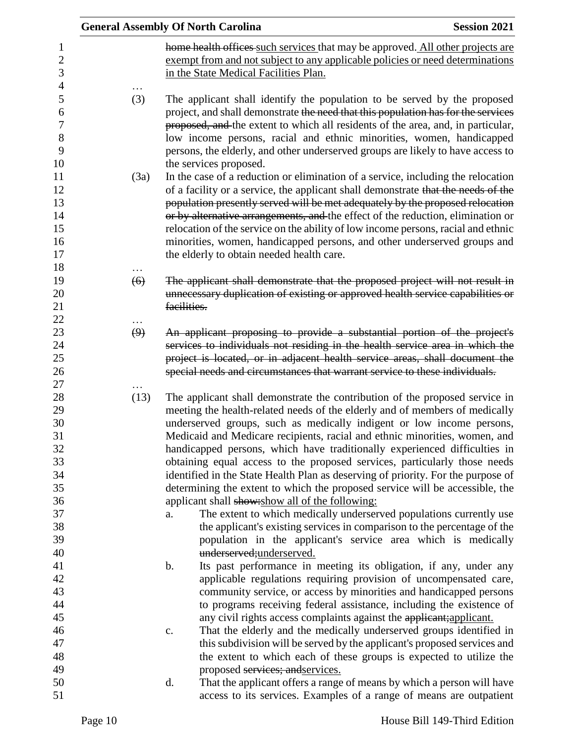~~home health offices~~ such services that may be approved. All other projects are exempt from and not subject to any applicable policies or need determinations in the State Medical Facilities Plan.

…

(3) The applicant shall identify the population to be served by the proposed project, and shall demonstrate ~~the need that this population has for the services proposed, and~~ the extent to which all residents of the area, and, in particular, low income persons, racial and ethnic minorities, women, handicapped persons, the elderly, and other underserved groups are likely to have access to the services proposed.

(3a) In the case of a reduction or elimination of a service, including the relocation of a facility or a service, the applicant shall demonstrate ~~that the needs of the population presently served will be met adequately by the proposed relocation or by alternative arrangements, and~~ the effect of the reduction, elimination or relocation of the service on the ability of low income persons, racial and ethnic minorities, women, handicapped persons, and other underserved groups and the elderly to obtain needed health care.

…

~~(6) The applicant shall demonstrate that the proposed project will not result in unnecessary duplication of existing or approved health service capabilities or facilities.~~

…

~~(9) An applicant proposing to provide a substantial portion of the project's services to individuals not residing in the health service area in which the project is located, or in adjacent health service areas, shall document the special needs and circumstances that warrant service to these individuals.~~

…

(13) The applicant shall demonstrate the contribution of the proposed service in meeting the health-related needs of the elderly and of members of medically underserved groups, such as medically indigent or low income persons, Medicaid and Medicare recipients, racial and ethnic minorities, women, and handicapped persons, which have traditionally experienced difficulties in obtaining equal access to the proposed services, particularly those needs identified in the State Health Plan as deserving of priority. For the purpose of determining the extent to which the proposed service will be accessible, the applicant shall ~~show:~~show all of the following:

a. The extent to which medically underserved populations currently use the applicant's existing services in comparison to the percentage of the population in the applicant's service area which is medically ~~underserved;~~underserved.

b. Its past performance in meeting its obligation, if any, under any applicable regulations requiring provision of uncompensated care, community service, or access by minorities and handicapped persons to programs receiving federal assistance, including the existence of any civil rights access complaints against the ~~applicant;~~applicant.

c. That the elderly and the medically underserved groups identified in this subdivision will be served by the applicant's proposed services and the extent to which each of these groups is expected to utilize the proposed ~~services; and~~services.

d. That the applicant offers a range of means by which a person will have access to its services. Examples of a range of means are outpatient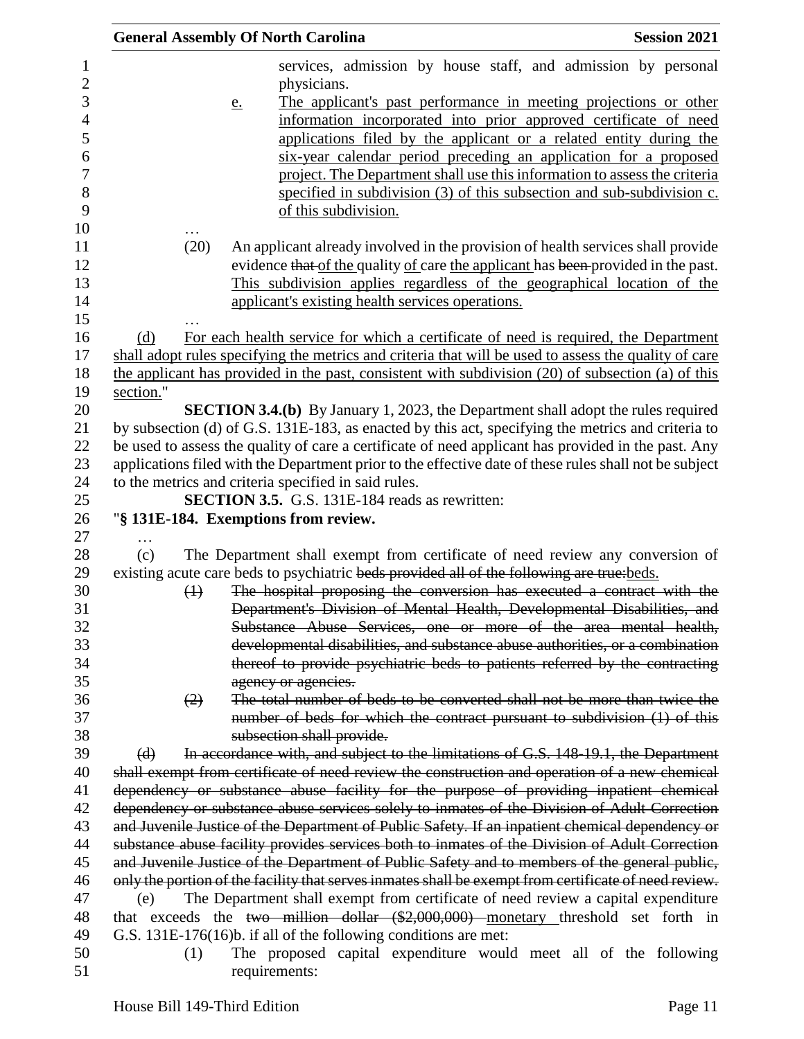services, admission by house staff, and admission by personal physicians.

e. The applicant's past performance in meeting projections or other information incorporated into prior approved certificate of need applications filed by the applicant or a related entity during the six-year calendar period preceding an application for a proposed project. The Department shall use this information to assess the criteria specified in subdivision (3) of this subsection and sub-subdivision c. of this subdivision.

…

(20) An applicant already involved in the provision of health services shall provide evidence ~~that~~ of the quality of care the applicant has ~~been~~ provided in the past. This subdivision applies regardless of the geographical location of the applicant's existing health services operations.

…

(d) For each health service for which a certificate of need is required, the Department shall adopt rules specifying the metrics and criteria that will be used to assess the quality of care the applicant has provided in the past, consistent with subdivision (20) of subsection (a) of this section."

**SECTION 3.4.(b)** By January 1, 2023, the Department shall adopt the rules required by subsection (d) of G.S. 131E-183, as enacted by this act, specifying the metrics and criteria to be used to assess the quality of care a certificate of need applicant has provided in the past. Any applications filed with the Department prior to the effective date of these rules shall not be subject to the metrics and criteria specified in said rules.

**SECTION 3.5.** G.S. 131E-184 reads as rewritten:

"**§ 131E-184. Exemptions from review.**

…

(c) The Department shall exempt from certificate of need review any conversion of existing acute care beds to psychiatric ~~beds provided all of the following are true:~~beds.

~~(1) The hospital proposing the conversion has executed a contract with the Department's Division of Mental Health, Developmental Disabilities, and Substance Abuse Services, one or more of the area mental health, developmental disabilities, and substance abuse authorities, or a combination thereof to provide psychiatric beds to patients referred by the contracting agency or agencies.~~

~~(2) The total number of beds to be converted shall not be more than twice the number of beds for which the contract pursuant to subdivision (1) of this subsection shall provide.~~

~~(d) In accordance with, and subject to the limitations of G.S. 148-19.1, the Department shall exempt from certificate of need review the construction and operation of a new chemical dependency or substance abuse facility for the purpose of providing inpatient chemical dependency or substance abuse services solely to inmates of the Division of Adult Correction and Juvenile Justice of the Department of Public Safety. If an inpatient chemical dependency or substance abuse facility provides services both to inmates of the Division of Adult Correction and Juvenile Justice of the Department of Public Safety and to members of the general public, only the portion of the facility that serves inmates shall be exempt from certificate of need review.~~

(e) The Department shall exempt from certificate of need review a capital expenditure that exceeds the ~~two million dollar ($2,000,000)~~ monetary threshold set forth in G.S. 131E-176(16)b. if all of the following conditions are met:

(1) The proposed capital expenditure would meet all of the following requirements: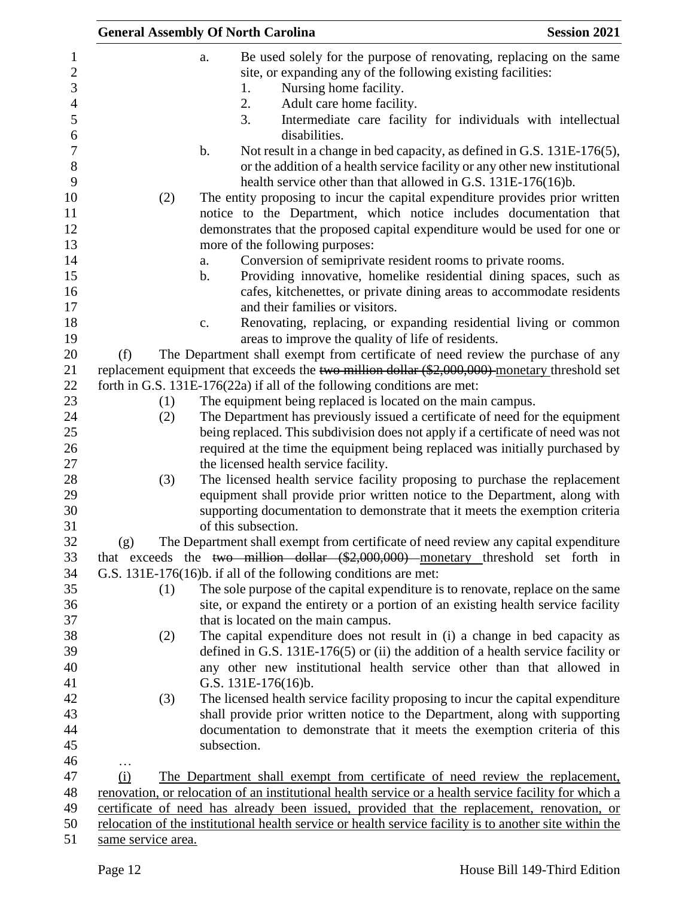a. Be used solely for the purpose of renovating, replacing on the same site, or expanding any of the following existing facilities:
   1. Nursing home facility.
   2. Adult care home facility.
   3. Intermediate care facility for individuals with intellectual disabilities.

b. Not result in a change in bed capacity, as defined in G.S. 131E-176(5), or the addition of a health service facility or any other new institutional health service other than that allowed in G.S. 131E-176(16)b.

(2) The entity proposing to incur the capital expenditure provides prior written notice to the Department, which notice includes documentation that demonstrates that the proposed capital expenditure would be used for one or more of the following purposes:

a. Conversion of semiprivate resident rooms to private rooms.

b. Providing innovative, homelike residential dining spaces, such as cafes, kitchenettes, or private dining areas to accommodate residents and their families or visitors.

c. Renovating, replacing, or expanding residential living or common areas to improve the quality of life of residents.

(f) The Department shall exempt from certificate of need review the purchase of any replacement equipment that exceeds the ~~two million dollar ($2,000,000)~~ monetary threshold set forth in G.S. 131E-176(22a) if all of the following conditions are met:

(1) The equipment being replaced is located on the main campus.

(2) The Department has previously issued a certificate of need for the equipment being replaced. This subdivision does not apply if a certificate of need was not required at the time the equipment being replaced was initially purchased by the licensed health service facility.

(3) The licensed health service facility proposing to purchase the replacement equipment shall provide prior written notice to the Department, along with supporting documentation to demonstrate that it meets the exemption criteria of this subsection.

(g) The Department shall exempt from certificate of need review any capital expenditure that exceeds the ~~two million dollar ($2,000,000)~~ monetary threshold set forth in G.S. 131E-176(16)b. if all of the following conditions are met:

(1) The sole purpose of the capital expenditure is to renovate, replace on the same site, or expand the entirety or a portion of an existing health service facility that is located on the main campus.

(2) The capital expenditure does not result in (i) a change in bed capacity as defined in G.S. 131E-176(5) or (ii) the addition of a health service facility or any other new institutional health service other than that allowed in G.S. 131E-176(16)b.

(3) The licensed health service facility proposing to incur the capital expenditure shall provide prior written notice to the Department, along with supporting documentation to demonstrate that it meets the exemption criteria of this subsection.

…

(i) The Department shall exempt from certificate of need review the replacement, renovation, or relocation of an institutional health service or a health service facility for which a certificate of need has already been issued, provided that the replacement, renovation, or relocation of the institutional health service or health service facility is to another site within the same service area.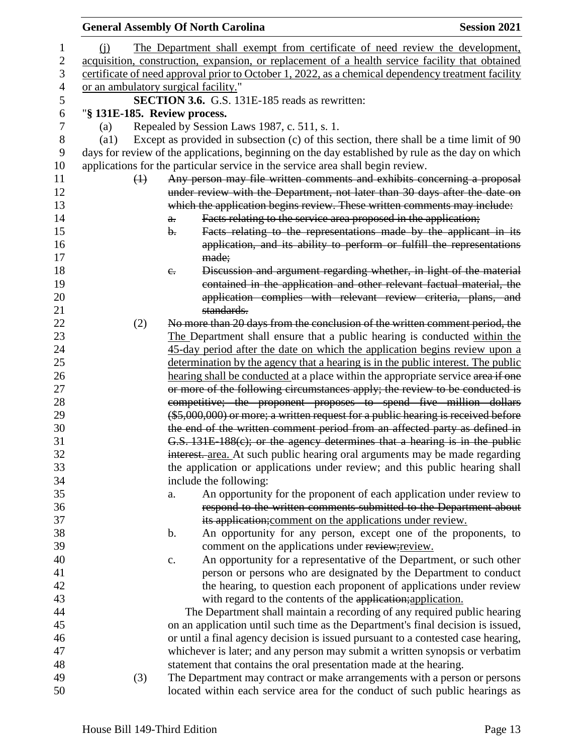(j) The Department shall exempt from certificate of need review the development, acquisition, construction, expansion, or replacement of a health service facility that obtained certificate of need approval prior to October 1, 2022, as a chemical dependency treatment facility or an ambulatory surgical facility."

**SECTION 3.6.** G.S. 131E-185 reads as rewritten:

"**§ 131E-185. Review process.**

(a) Repealed by Session Laws 1987, c. 511, s. 1.

(a1) Except as provided in subsection (c) of this section, there shall be a time limit of 90 days for review of the applications, beginning on the day established by rule as the day on which applications for the particular service in the service area shall begin review.

~~(1) Any person may file written comments and exhibits concerning a proposal under review with the Department, not later than 30 days after the date on which the application begins review. These written comments may include:~~

~~a. Facts relating to the service area proposed in the application;~~

~~b. Facts relating to the representations made by the applicant in its application, and its ability to perform or fulfill the representations made;~~

~~c. Discussion and argument regarding whether, in light of the material contained in the application and other relevant factual material, the application complies with relevant review criteria, plans, and standards.~~

(2) ~~No more than 20 days from the conclusion of the written comment period, the~~ The Department shall ensure that a public hearing is conducted within the 45-day period after the date on which the application begins review upon a determination by the agency that a hearing is in the public interest. The public hearing shall be conducted at a place within the appropriate service ~~area if one or more of the following circumstances apply; the review to be conducted is competitive; the proponent proposes to spend five million dollars ($5,000,000) or more; a written request for a public hearing is received before the end of the written comment period from an affected party as defined in G.S. 131E-188(c); or the agency determines that a hearing is in the public interest.~~ area. At such public hearing oral arguments may be made regarding the application or applications under review; and this public hearing shall include the following:

a. An opportunity for the proponent of each application under review to ~~respond to the written comments submitted to the Department about its application;~~comment on the applications under review.

b. An opportunity for any person, except one of the proponents, to comment on the applications under ~~review;~~review.

c. An opportunity for a representative of the Department, or such other person or persons who are designated by the Department to conduct the hearing, to question each proponent of applications under review with regard to the contents of the ~~application;~~application.

The Department shall maintain a recording of any required public hearing on an application until such time as the Department's final decision is issued, or until a final agency decision is issued pursuant to a contested case hearing, whichever is later; and any person may submit a written synopsis or verbatim statement that contains the oral presentation made at the hearing.

(3) The Department may contract or make arrangements with a person or persons located within each service area for the conduct of such public hearings as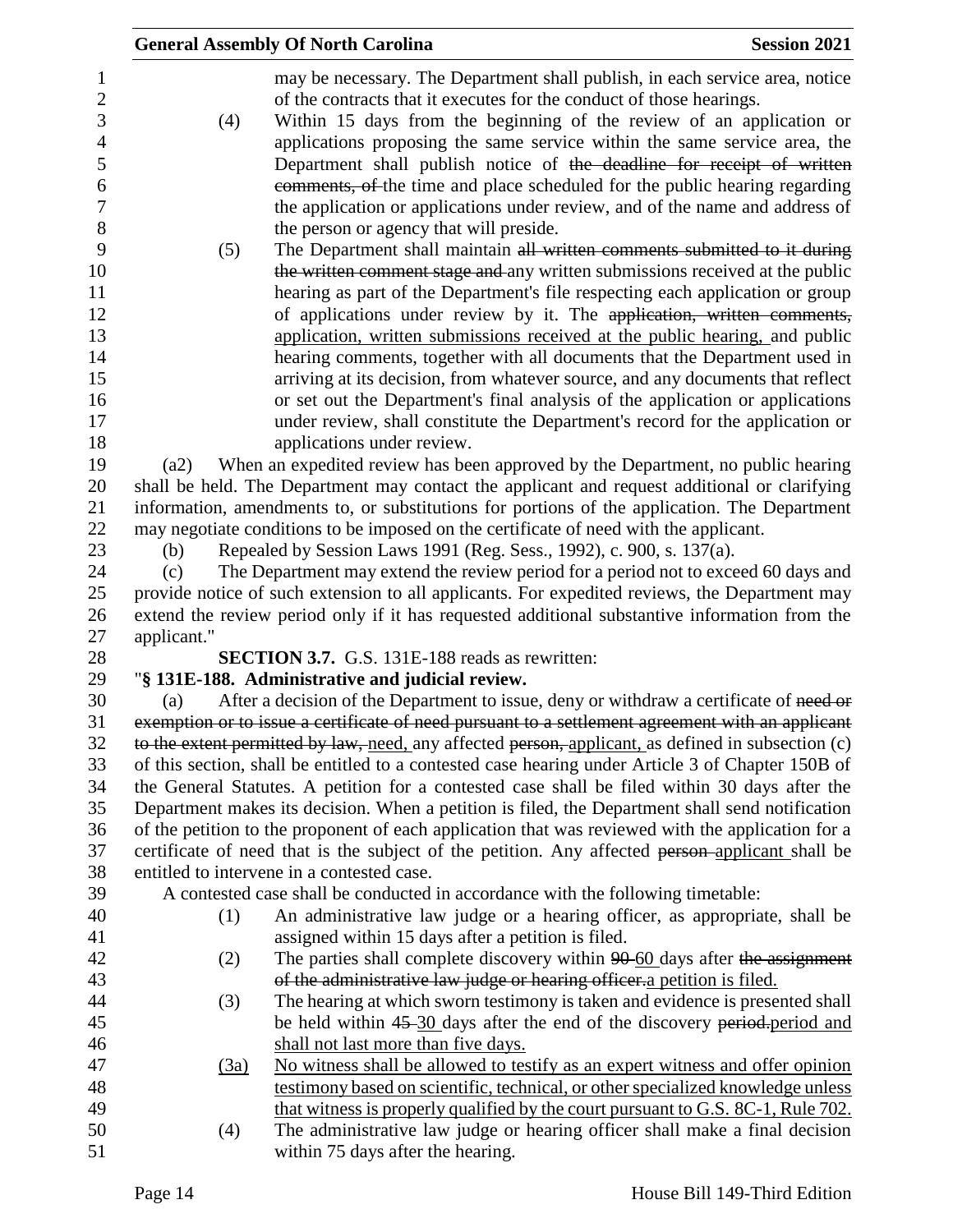may be necessary. The Department shall publish, in each service area, notice of the contracts that it executes for the conduct of those hearings.

(4) Within 15 days from the beginning of the review of an application or applications proposing the same service within the same service area, the Department shall publish notice of ~~the deadline for receipt of written comments, of~~ the time and place scheduled for the public hearing regarding the application or applications under review, and of the name and address of the person or agency that will preside.

(5) The Department shall maintain ~~all written comments submitted to it during the written comment stage and~~ any written submissions received at the public hearing as part of the Department's file respecting each application or group of applications under review by it. The ~~application, written comments,~~ <u>application, written submissions received at the public hearing,</u> and public hearing comments, together with all documents that the Department used in arriving at its decision, from whatever source, and any documents that reflect or set out the Department's final analysis of the application or applications under review, shall constitute the Department's record for the application or applications under review.

(a2) When an expedited review has been approved by the Department, no public hearing shall be held. The Department may contact the applicant and request additional or clarifying information, amendments to, or substitutions for portions of the application. The Department may negotiate conditions to be imposed on the certificate of need with the applicant.

(b) Repealed by Session Laws 1991 (Reg. Sess., 1992), c. 900, s. 137(a).

(c) The Department may extend the review period for a period not to exceed 60 days and provide notice of such extension to all applicants. For expedited reviews, the Department may extend the review period only if it has requested additional substantive information from the applicant."

**SECTION 3.7.** G.S. 131E-188 reads as rewritten:

"**§ 131E-188. Administrative and judicial review.**

(a) After a decision of the Department to issue, deny or withdraw a certificate of ~~need or exemption or to issue a certificate of need pursuant to a settlement agreement with an applicant to the extent permitted by law,~~ <u>need,</u> any affected ~~person,~~ <u>applicant,</u> as defined in subsection (c) of this section, shall be entitled to a contested case hearing under Article 3 of Chapter 150B of the General Statutes. A petition for a contested case shall be filed within 30 days after the Department makes its decision. When a petition is filed, the Department shall send notification of the petition to the proponent of each application that was reviewed with the application for a certificate of need that is the subject of the petition. Any affected ~~person~~ <u>applicant</u> shall be entitled to intervene in a contested case.

A contested case shall be conducted in accordance with the following timetable:

(1) An administrative law judge or a hearing officer, as appropriate, shall be assigned within 15 days after a petition is filed.

(2) The parties shall complete discovery within ~~90~~ <u>60</u> days after ~~the assignment of the administrative law judge or hearing officer.~~<u>a petition is filed.</u>

(3) The hearing at which sworn testimony is taken and evidence is presented shall be held within ~~45~~ <u>30</u> days after the end of the discovery ~~period.~~<u>period and shall not last more than five days.</u>

<u>(3a)</u> <u>No witness shall be allowed to testify as an expert witness and offer opinion testimony based on scientific, technical, or other specialized knowledge unless that witness is properly qualified by the court pursuant to G.S. 8C-1, Rule 702.</u>

(4) The administrative law judge or hearing officer shall make a final decision within 75 days after the hearing.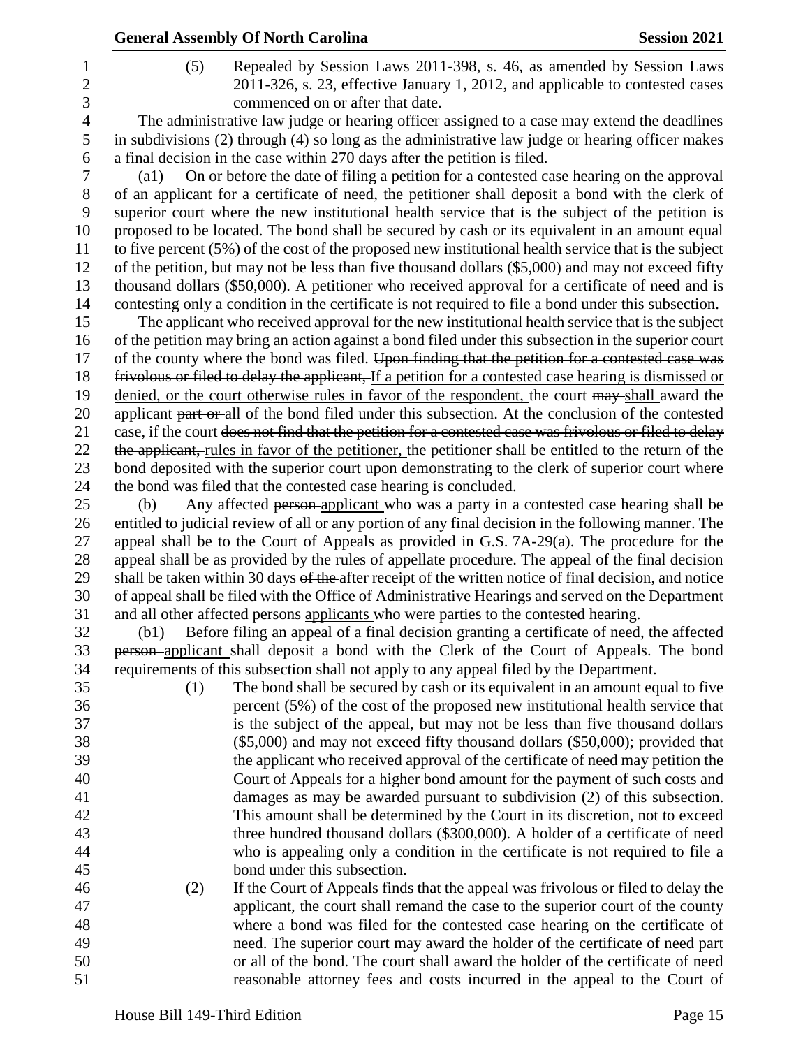(5) Repealed by Session Laws 2011-398, s. 46, as amended by Session Laws 2011-326, s. 23, effective January 1, 2012, and applicable to contested cases commenced on or after that date.

The administrative law judge or hearing officer assigned to a case may extend the deadlines in subdivisions (2) through (4) so long as the administrative law judge or hearing officer makes a final decision in the case within 270 days after the petition is filed.

(a1) On or before the date of filing a petition for a contested case hearing on the approval of an applicant for a certificate of need, the petitioner shall deposit a bond with the clerk of superior court where the new institutional health service that is the subject of the petition is proposed to be located. The bond shall be secured by cash or its equivalent in an amount equal to five percent (5%) of the cost of the proposed new institutional health service that is the subject of the petition, but may not be less than five thousand dollars ($5,000) and may not exceed fifty thousand dollars ($50,000). A petitioner who received approval for a certificate of need and is contesting only a condition in the certificate is not required to file a bond under this subsection.

The applicant who received approval for the new institutional health service that is the subject of the petition may bring an action against a bond filed under this subsection in the superior court of the county where the bond was filed. ~~Upon finding that the petition for a contested case was frivolous or filed to delay the applicant,~~ <u>If a petition for a contested case hearing is dismissed or denied, or the court otherwise rules in favor of the respondent,</u> the court ~~may~~ <u>shall</u> award the applicant ~~part or~~ all of the bond filed under this subsection. At the conclusion of the contested case, if the court ~~does not find that the petition for a contested case was frivolous or filed to delay the applicant,~~ <u>rules in favor of the petitioner,</u> the petitioner shall be entitled to the return of the bond deposited with the superior court upon demonstrating to the clerk of superior court where the bond was filed that the contested case hearing is concluded.

(b) Any affected ~~person~~ <u>applicant</u> who was a party in a contested case hearing shall be entitled to judicial review of all or any portion of any final decision in the following manner. The appeal shall be to the Court of Appeals as provided in G.S. 7A-29(a). The procedure for the appeal shall be as provided by the rules of appellate procedure. The appeal of the final decision shall be taken within 30 days ~~of the~~ <u>after</u> receipt of the written notice of final decision, and notice of appeal shall be filed with the Office of Administrative Hearings and served on the Department and all other affected ~~persons~~ <u>applicants</u> who were parties to the contested hearing.

(b1) Before filing an appeal of a final decision granting a certificate of need, the affected ~~person~~ <u>applicant</u> shall deposit a bond with the Clerk of the Court of Appeals. The bond requirements of this subsection shall not apply to any appeal filed by the Department.

(1) The bond shall be secured by cash or its equivalent in an amount equal to five percent (5%) of the cost of the proposed new institutional health service that is the subject of the appeal, but may not be less than five thousand dollars ($5,000) and may not exceed fifty thousand dollars ($50,000); provided that the applicant who received approval of the certificate of need may petition the Court of Appeals for a higher bond amount for the payment of such costs and damages as may be awarded pursuant to subdivision (2) of this subsection. This amount shall be determined by the Court in its discretion, not to exceed three hundred thousand dollars ($300,000). A holder of a certificate of need who is appealing only a condition in the certificate is not required to file a bond under this subsection.

(2) If the Court of Appeals finds that the appeal was frivolous or filed to delay the applicant, the court shall remand the case to the superior court of the county where a bond was filed for the contested case hearing on the certificate of need. The superior court may award the holder of the certificate of need part or all of the bond. The court shall award the holder of the certificate of need reasonable attorney fees and costs incurred in the appeal to the Court of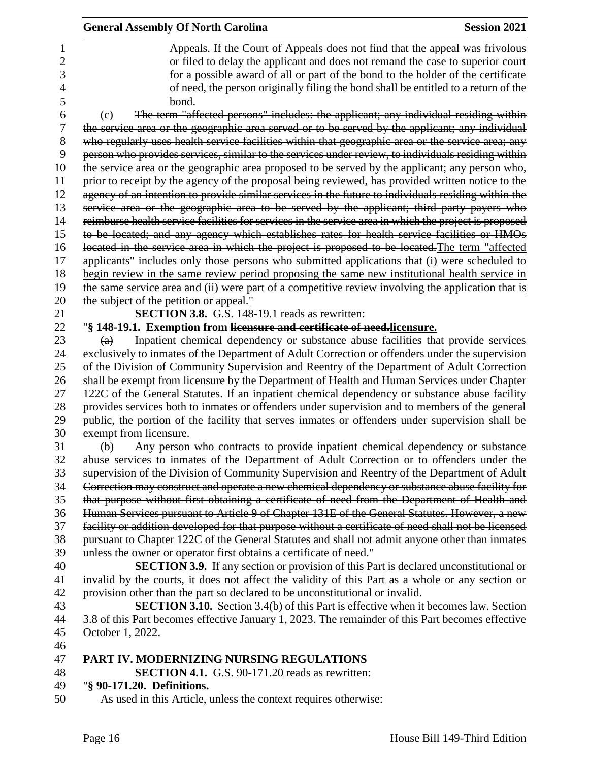Appeals. If the Court of Appeals does not find that the appeal was frivolous or filed to delay the applicant and does not remand the case to superior court for a possible award of all or part of the bond to the holder of the certificate of need, the person originally filing the bond shall be entitled to a return of the bond.

(c) ~~The term "affected persons" includes: the applicant; any individual residing within the service area or the geographic area served or to be served by the applicant; any individual who regularly uses health service facilities within that geographic area or the service area; any person who provides services, similar to the services under review, to individuals residing within the service area or the geographic area proposed to be served by the applicant; any person who, prior to receipt by the agency of the proposal being reviewed, has provided written notice to the agency of an intention to provide similar services in the future to individuals residing within the service area or the geographic area to be served by the applicant; third party payers who reimburse health service facilities for services in the service area in which the project is proposed to be located; and any agency which establishes rates for health service facilities or HMOs located in the service area in which the project is proposed to be located.~~<u>The term "affected applicants" includes only those persons who submitted applications that (i) were scheduled to begin review in the same review period proposing the same new institutional health service in the same service area and (ii) were part of a competitive review involving the application that is the subject of the petition or appeal.</u>"

**SECTION 3.8.** G.S. 148-19.1 reads as rewritten:

"**§ 148-19.1. Exemption from ~~licensure and certificate of need.~~<u>licensure.</u>**

~~(a)~~ Inpatient chemical dependency or substance abuse facilities that provide services exclusively to inmates of the Department of Adult Correction or offenders under the supervision of the Division of Community Supervision and Reentry of the Department of Adult Correction shall be exempt from licensure by the Department of Health and Human Services under Chapter 122C of the General Statutes. If an inpatient chemical dependency or substance abuse facility provides services both to inmates or offenders under supervision and to members of the general public, the portion of the facility that serves inmates or offenders under supervision shall be exempt from licensure.

~~(b) Any person who contracts to provide inpatient chemical dependency or substance abuse services to inmates of the Department of Adult Correction or to offenders under the supervision of the Division of Community Supervision and Reentry of the Department of Adult Correction may construct and operate a new chemical dependency or substance abuse facility for that purpose without first obtaining a certificate of need from the Department of Health and Human Services pursuant to Article 9 of Chapter 131E of the General Statutes. However, a new facility or addition developed for that purpose without a certificate of need shall not be licensed pursuant to Chapter 122C of the General Statutes and shall not admit anyone other than inmates unless the owner or operator first obtains a certificate of need.~~"

**SECTION 3.9.** If any section or provision of this Part is declared unconstitutional or invalid by the courts, it does not affect the validity of this Part as a whole or any section or provision other than the part so declared to be unconstitutional or invalid.

**SECTION 3.10.** Section 3.4(b) of this Part is effective when it becomes law. Section 3.8 of this Part becomes effective January 1, 2023. The remainder of this Part becomes effective October 1, 2022.

## PART IV. MODERNIZING NURSING REGULATIONS

**SECTION 4.1.** G.S. 90-171.20 reads as rewritten:

"**§ 90-171.20. Definitions.**

As used in this Article, unless the context requires otherwise: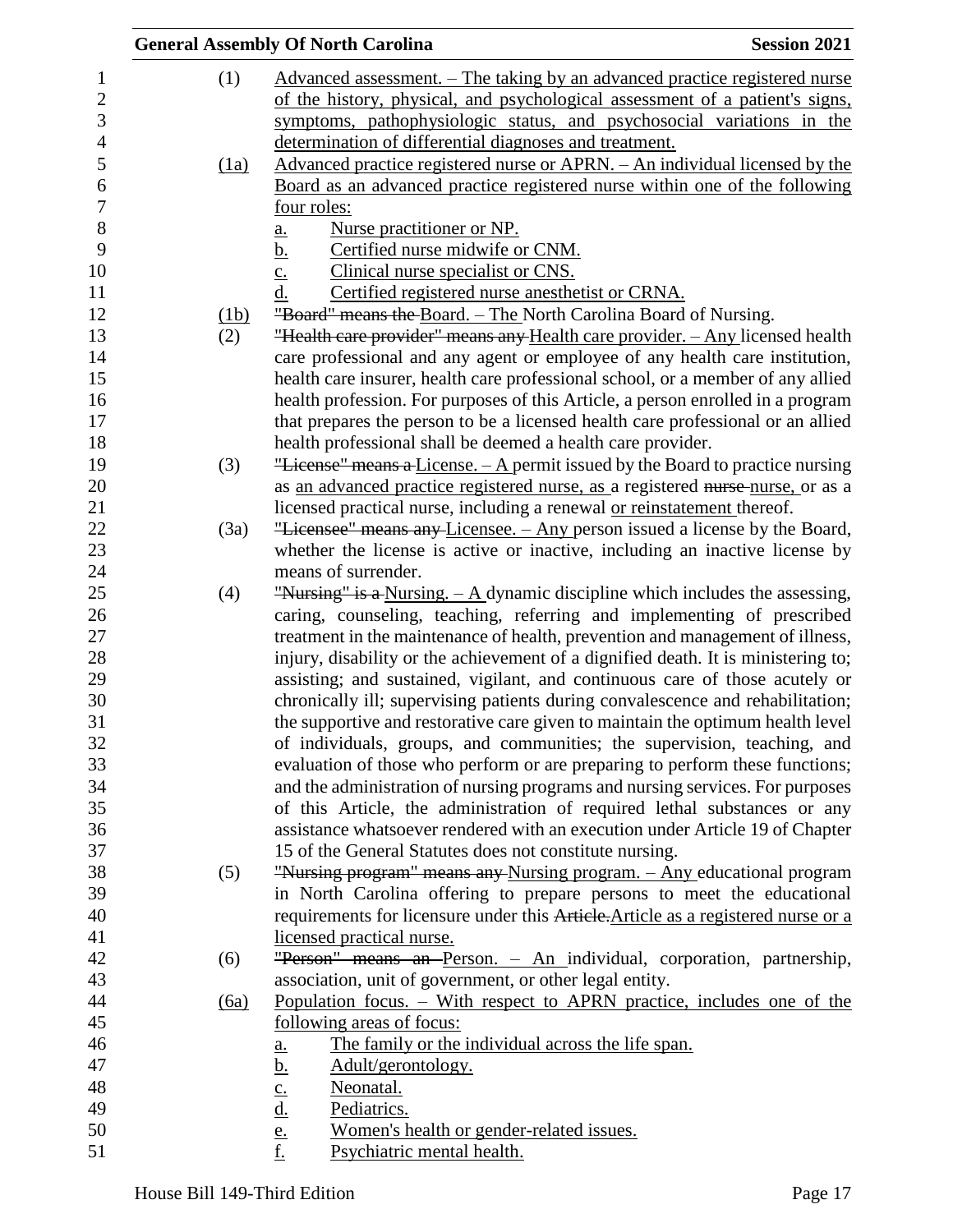(1) Advanced assessment. – The taking by an advanced practice registered nurse of the history, physical, and psychological assessment of a patient's signs, symptoms, pathophysiologic status, and psychosocial variations in the determination of differential diagnoses and treatment.

(1a) Advanced practice registered nurse or APRN. – An individual licensed by the Board as an advanced practice registered nurse within one of the following four roles:

a. Nurse practitioner or NP.
b. Certified nurse midwife or CNM.
c. Clinical nurse specialist or CNS.
d. Certified registered nurse anesthetist or CRNA.

(1b) "Board" means the Board. – The North Carolina Board of Nursing.

(2) "Health care provider" means any Health care provider. – Any licensed health care professional and any agent or employee of any health care institution, health care insurer, health care professional school, or a member of any allied health profession. For purposes of this Article, a person enrolled in a program that prepares the person to be a licensed health care professional or an allied health professional shall be deemed a health care provider.

(3) "License" means a License. – A permit issued by the Board to practice nursing as an advanced practice registered nurse, as a registered nurse nurse, or as a licensed practical nurse, including a renewal or reinstatement thereof.

(3a) "Licensee" means any Licensee. – Any person issued a license by the Board, whether the license is active or inactive, including an inactive license by means of surrender.

(4) "Nursing" is a Nursing. – A dynamic discipline which includes the assessing, caring, counseling, teaching, referring and implementing of prescribed treatment in the maintenance of health, prevention and management of illness, injury, disability or the achievement of a dignified death. It is ministering to; assisting; and sustained, vigilant, and continuous care of those acutely or chronically ill; supervising patients during convalescence and rehabilitation; the supportive and restorative care given to maintain the optimum health level of individuals, groups, and communities; the supervision, teaching, and evaluation of those who perform or are preparing to perform these functions; and the administration of nursing programs and nursing services. For purposes of this Article, the administration of required lethal substances or any assistance whatsoever rendered with an execution under Article 19 of Chapter 15 of the General Statutes does not constitute nursing.

(5) "Nursing program" means any Nursing program. – Any educational program in North Carolina offering to prepare persons to meet the educational requirements for licensure under this Article.Article as a registered nurse or a licensed practical nurse.

(6) "Person" means an Person. – An individual, corporation, partnership, association, unit of government, or other legal entity.

(6a) Population focus. – With respect to APRN practice, includes one of the following areas of focus:

a. The family or the individual across the life span.
b. Adult/gerontology.
c. Neonatal.
d. Pediatrics.
e. Women's health or gender-related issues.
f. Psychiatric mental health.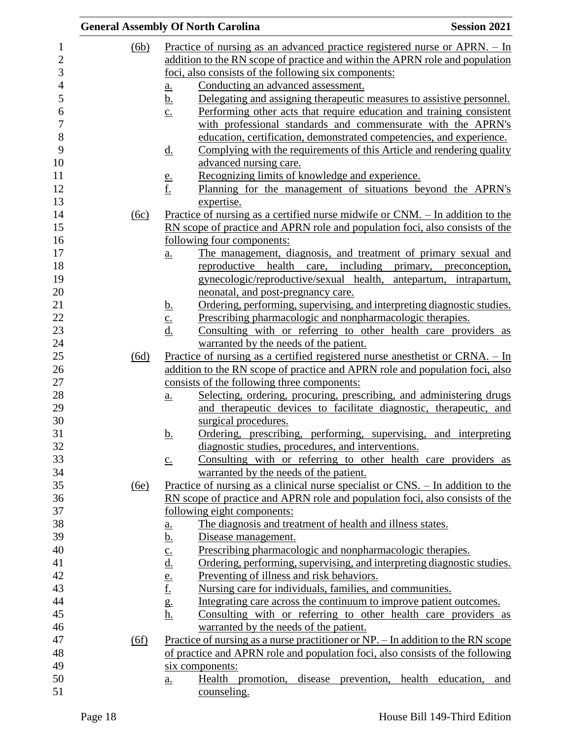(6b) Practice of nursing as an advanced practice registered nurse or APRN. – In addition to the RN scope of practice and within the APRN role and population foci, also consists of the following six components:

a. Conducting an advanced assessment.
b. Delegating and assigning therapeutic measures to assistive personnel.
c. Performing other acts that require education and training consistent with professional standards and commensurate with the APRN's education, certification, demonstrated competencies, and experience.
d. Complying with the requirements of this Article and rendering quality advanced nursing care.
e. Recognizing limits of knowledge and experience.
f. Planning for the management of situations beyond the APRN's expertise.

(6c) Practice of nursing as a certified nurse midwife or CNM. – In addition to the RN scope of practice and APRN role and population foci, also consists of the following four components:

a. The management, diagnosis, and treatment of primary sexual and reproductive health care, including primary, preconception, gynecologic/reproductive/sexual health, antepartum, intrapartum, neonatal, and post-pregnancy care.
b. Ordering, performing, supervising, and interpreting diagnostic studies.
c. Prescribing pharmacologic and nonpharmacologic therapies.
d. Consulting with or referring to other health care providers as warranted by the needs of the patient.

(6d) Practice of nursing as a certified registered nurse anesthetist or CRNA. – In addition to the RN scope of practice and APRN role and population foci, also consists of the following three components:

a. Selecting, ordering, procuring, prescribing, and administering drugs and therapeutic devices to facilitate diagnostic, therapeutic, and surgical procedures.
b. Ordering, prescribing, performing, supervising, and interpreting diagnostic studies, procedures, and interventions.
c. Consulting with or referring to other health care providers as warranted by the needs of the patient.

(6e) Practice of nursing as a clinical nurse specialist or CNS. – In addition to the RN scope of practice and APRN role and population foci, also consists of the following eight components:

a. The diagnosis and treatment of health and illness states.
b. Disease management.
c. Prescribing pharmacologic and nonpharmacologic therapies.
d. Ordering, performing, supervising, and interpreting diagnostic studies.
e. Preventing of illness and risk behaviors.
f. Nursing care for individuals, families, and communities.
g. Integrating care across the continuum to improve patient outcomes.
h. Consulting with or referring to other health care providers as warranted by the needs of the patient.

(6f) Practice of nursing as a nurse practitioner or NP. – In addition to the RN scope of practice and APRN role and population foci, also consists of the following six components:

a. Health promotion, disease prevention, health education, and counseling.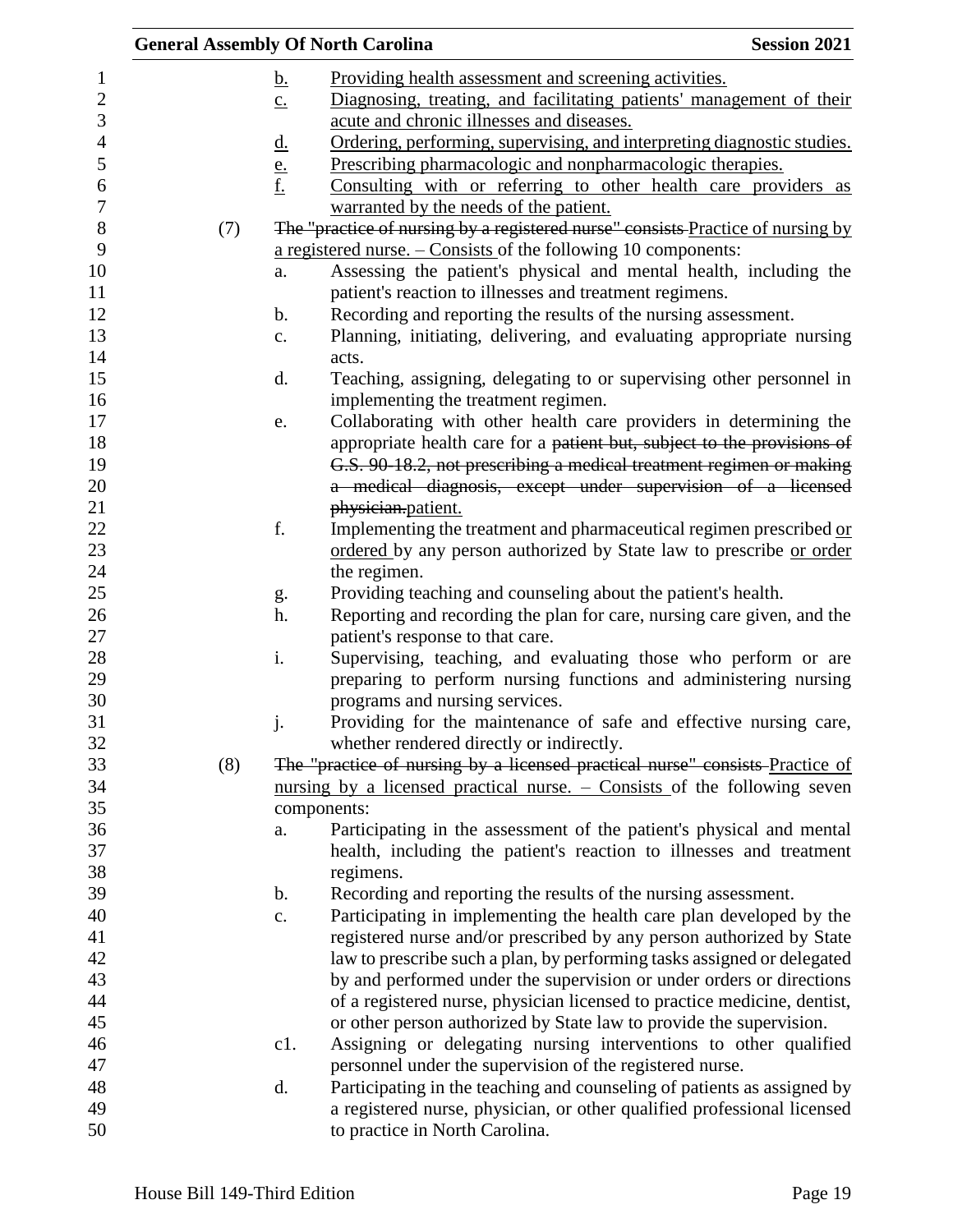b. Providing health assessment and screening activities.

c. Diagnosing, treating, and facilitating patients' management of their acute and chronic illnesses and diseases.

d. Ordering, performing, supervising, and interpreting diagnostic studies.

e. Prescribing pharmacologic and nonpharmacologic therapies.

f. Consulting with or referring to other health care providers as warranted by the needs of the patient.

(7) ~~The "practice of nursing by a registered nurse" consists~~ Practice of nursing by a registered nurse. – Consists of the following 10 components:

a. Assessing the patient's physical and mental health, including the patient's reaction to illnesses and treatment regimens.

b. Recording and reporting the results of the nursing assessment.

c. Planning, initiating, delivering, and evaluating appropriate nursing acts.

d. Teaching, assigning, delegating to or supervising other personnel in implementing the treatment regimen.

e. Collaborating with other health care providers in determining the appropriate health care for a ~~patient but, subject to the provisions of G.S. 90-18.2, not prescribing a medical treatment regimen or making a medical diagnosis, except under supervision of a licensed physician.~~patient.

f. Implementing the treatment and pharmaceutical regimen prescribed or ordered by any person authorized by State law to prescribe or order the regimen.

g. Providing teaching and counseling about the patient's health.

h. Reporting and recording the plan for care, nursing care given, and the patient's response to that care.

i. Supervising, teaching, and evaluating those who perform or are preparing to perform nursing functions and administering nursing programs and nursing services.

j. Providing for the maintenance of safe and effective nursing care, whether rendered directly or indirectly.

(8) ~~The "practice of nursing by a licensed practical nurse" consists~~ Practice of nursing by a licensed practical nurse. – Consists of the following seven components:

a. Participating in the assessment of the patient's physical and mental health, including the patient's reaction to illnesses and treatment regimens.

b. Recording and reporting the results of the nursing assessment.

c. Participating in implementing the health care plan developed by the registered nurse and/or prescribed by any person authorized by State law to prescribe such a plan, by performing tasks assigned or delegated by and performed under the supervision or under orders or directions of a registered nurse, physician licensed to practice medicine, dentist, or other person authorized by State law to provide the supervision.

c1. Assigning or delegating nursing interventions to other qualified personnel under the supervision of the registered nurse.

d. Participating in the teaching and counseling of patients as assigned by a registered nurse, physician, or other qualified professional licensed to practice in North Carolina.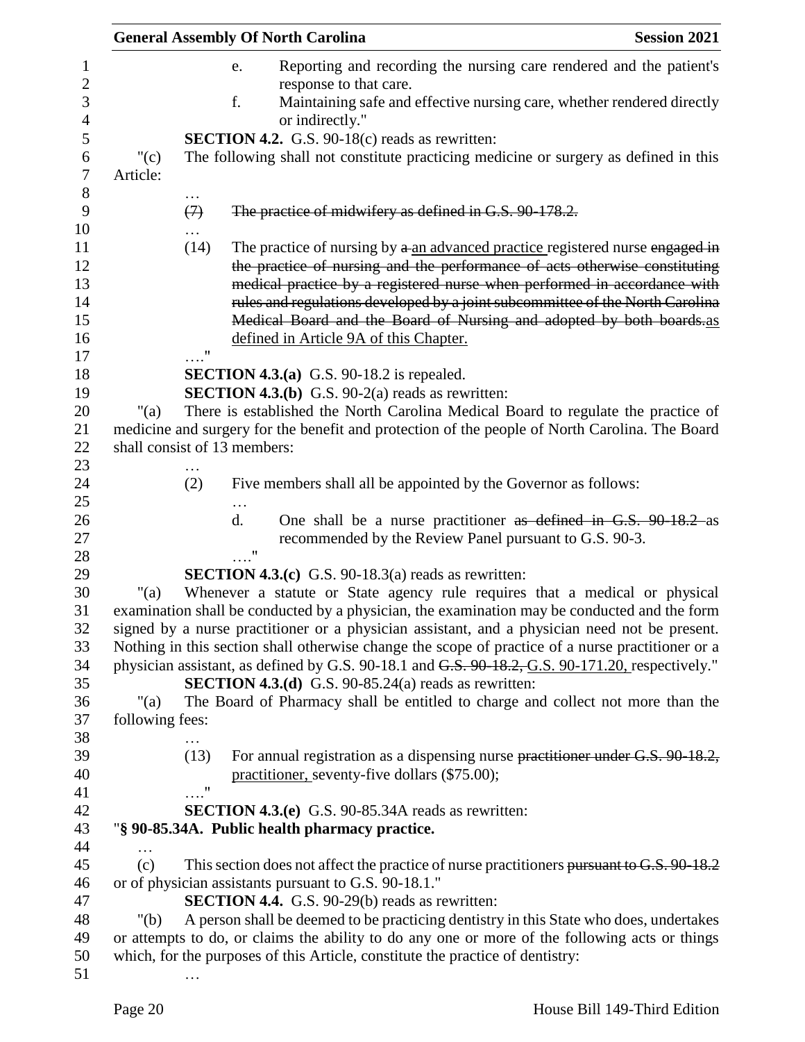e. Reporting and recording the nursing care rendered and the patient's response to that care.

f. Maintaining safe and effective nursing care, whether rendered directly or indirectly."

**SECTION 4.2.** G.S. 90-18(c) reads as rewritten:

"(c) The following shall not constitute practicing medicine or surgery as defined in this Article:

…

~~(7) The practice of midwifery as defined in G.S. 90-178.2.~~

…

(14) The practice of nursing by ~~a~~ an advanced practice registered nurse ~~engaged in the practice of nursing and the performance of acts otherwise constituting medical practice by a registered nurse when performed in accordance with rules and regulations developed by a joint subcommittee of the North Carolina Medical Board and the Board of Nursing and adopted by both boards.~~as defined in Article 9A of this Chapter.

…."

**SECTION 4.3.(a)** G.S. 90-18.2 is repealed.

**SECTION 4.3.(b)** G.S. 90-2(a) reads as rewritten:

"(a) There is established the North Carolina Medical Board to regulate the practice of medicine and surgery for the benefit and protection of the people of North Carolina. The Board shall consist of 13 members:

…

(2) Five members shall all be appointed by the Governor as follows:

…

d. One shall be a nurse practitioner ~~as defined in G.S. 90-18.2~~ as recommended by the Review Panel pursuant to G.S. 90-3.

…."

**SECTION 4.3.(c)** G.S. 90-18.3(a) reads as rewritten:

"(a) Whenever a statute or State agency rule requires that a medical or physical examination shall be conducted by a physician, the examination may be conducted and the form signed by a nurse practitioner or a physician assistant, and a physician need not be present. Nothing in this section shall otherwise change the scope of practice of a nurse practitioner or a physician assistant, as defined by G.S. 90-18.1 and ~~G.S. 90-18.2,~~ G.S. 90-171.20, respectively."

**SECTION 4.3.(d)** G.S. 90-85.24(a) reads as rewritten:

"(a) The Board of Pharmacy shall be entitled to charge and collect not more than the following fees:

…

(13) For annual registration as a dispensing nurse ~~practitioner under G.S. 90-18.2,~~ practitioner, seventy-five dollars ($75.00);

…."

**SECTION 4.3.(e)** G.S. 90-85.34A reads as rewritten:

"**§ 90-85.34A. Public health pharmacy practice.**

…

(c) This section does not affect the practice of nurse practitioners ~~pursuant to G.S. 90-18.2~~ or of physician assistants pursuant to G.S. 90-18.1."

**SECTION 4.4.** G.S. 90-29(b) reads as rewritten:

"(b) A person shall be deemed to be practicing dentistry in this State who does, undertakes or attempts to do, or claims the ability to do any one or more of the following acts or things which, for the purposes of this Article, constitute the practice of dentistry:

…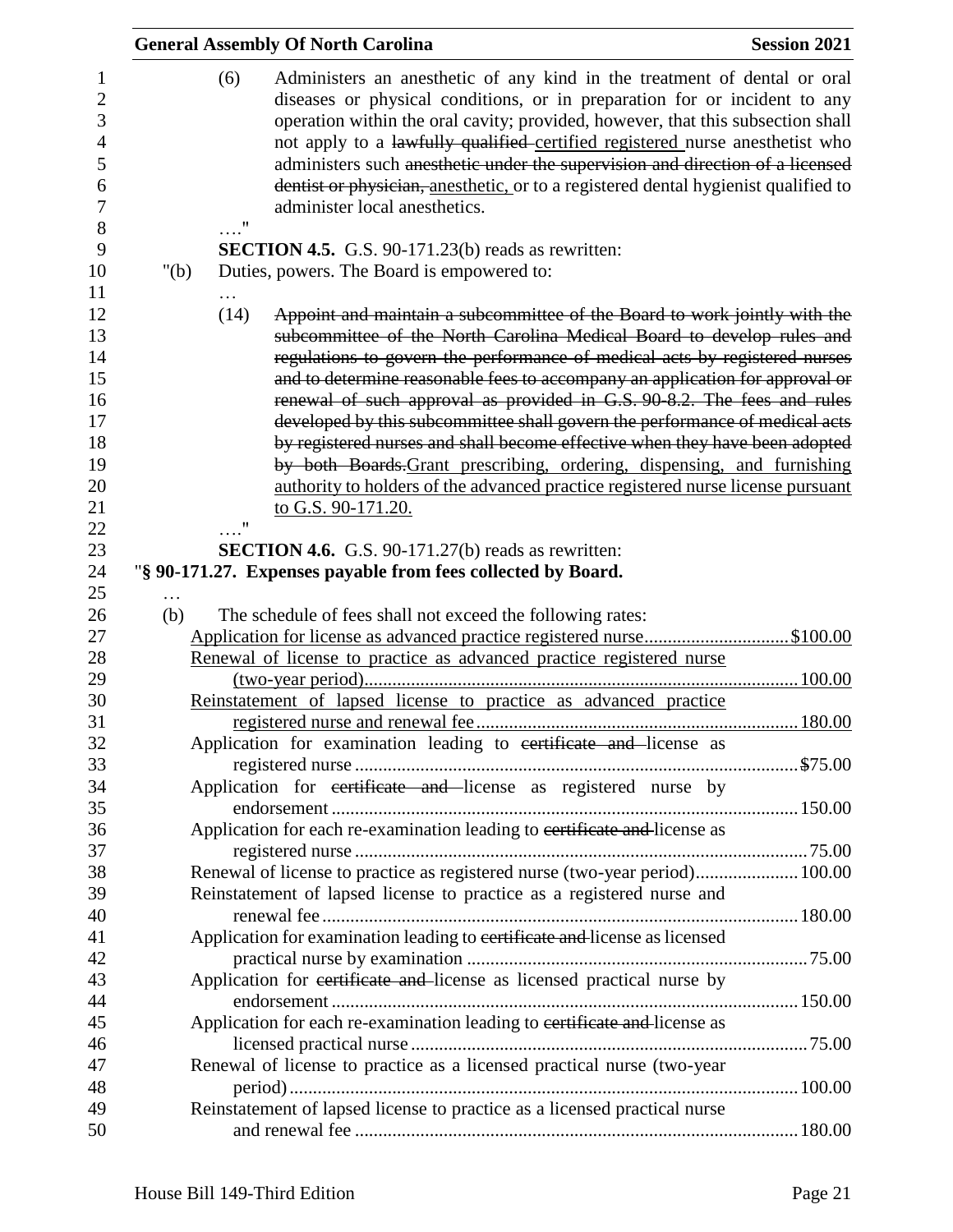(6) Administers an anesthetic of any kind in the treatment of dental or oral diseases or physical conditions, or in preparation for or incident to any operation within the oral cavity; provided, however, that this subsection shall not apply to a ~~lawfully qualified~~ certified registered nurse anesthetist who administers such ~~anesthetic under the supervision and direction of a licensed dentist or physician,~~ anesthetic, or to a registered dental hygienist qualified to administer local anesthetics.

…."

**SECTION 4.5.** G.S. 90-171.23(b) reads as rewritten:

"(b) Duties, powers. The Board is empowered to:

…

(14) ~~Appoint and maintain a subcommittee of the Board to work jointly with the subcommittee of the North Carolina Medical Board to develop rules and regulations to govern the performance of medical acts by registered nurses and to determine reasonable fees to accompany an application for approval or renewal of such approval as provided in G.S. 90-8.2. The fees and rules developed by this subcommittee shall govern the performance of medical acts by registered nurses and shall become effective when they have been adopted by both Boards.~~ Grant prescribing, ordering, dispensing, and furnishing authority to holders of the advanced practice registered nurse license pursuant to G.S. 90-171.20.

…."

**SECTION 4.6.** G.S. 90-171.27(b) reads as rewritten:

"**§ 90-171.27. Expenses payable from fees collected by Board.**

…

(b) The schedule of fees shall not exceed the following rates:

| | |
|---|---|
| Application for license as advanced practice registered nurse | $100.00 |
| Renewal of license to practice as advanced practice registered nurse (two-year period) | 100.00 |
| Reinstatement of lapsed license to practice as advanced practice registered nurse and renewal fee | 180.00 |
| Application for examination leading to ~~certificate and~~ license as registered nurse | $75.00 |
| Application for ~~certificate and~~ license as registered nurse by endorsement | 150.00 |
| Application for each re-examination leading to ~~certificate and~~ license as registered nurse | 75.00 |
| Renewal of license to practice as registered nurse (two-year period) | 100.00 |
| Reinstatement of lapsed license to practice as a registered nurse and renewal fee | 180.00 |
| Application for examination leading to ~~certificate and~~ license as licensed practical nurse by examination | 75.00 |
| Application for ~~certificate and~~ license as licensed practical nurse by endorsement | 150.00 |
| Application for each re-examination leading to ~~certificate and~~ license as licensed practical nurse | 75.00 |
| Renewal of license to practice as a licensed practical nurse (two-year period) | 100.00 |
| Reinstatement of lapsed license to practice as a licensed practical nurse and renewal fee | 180.00 |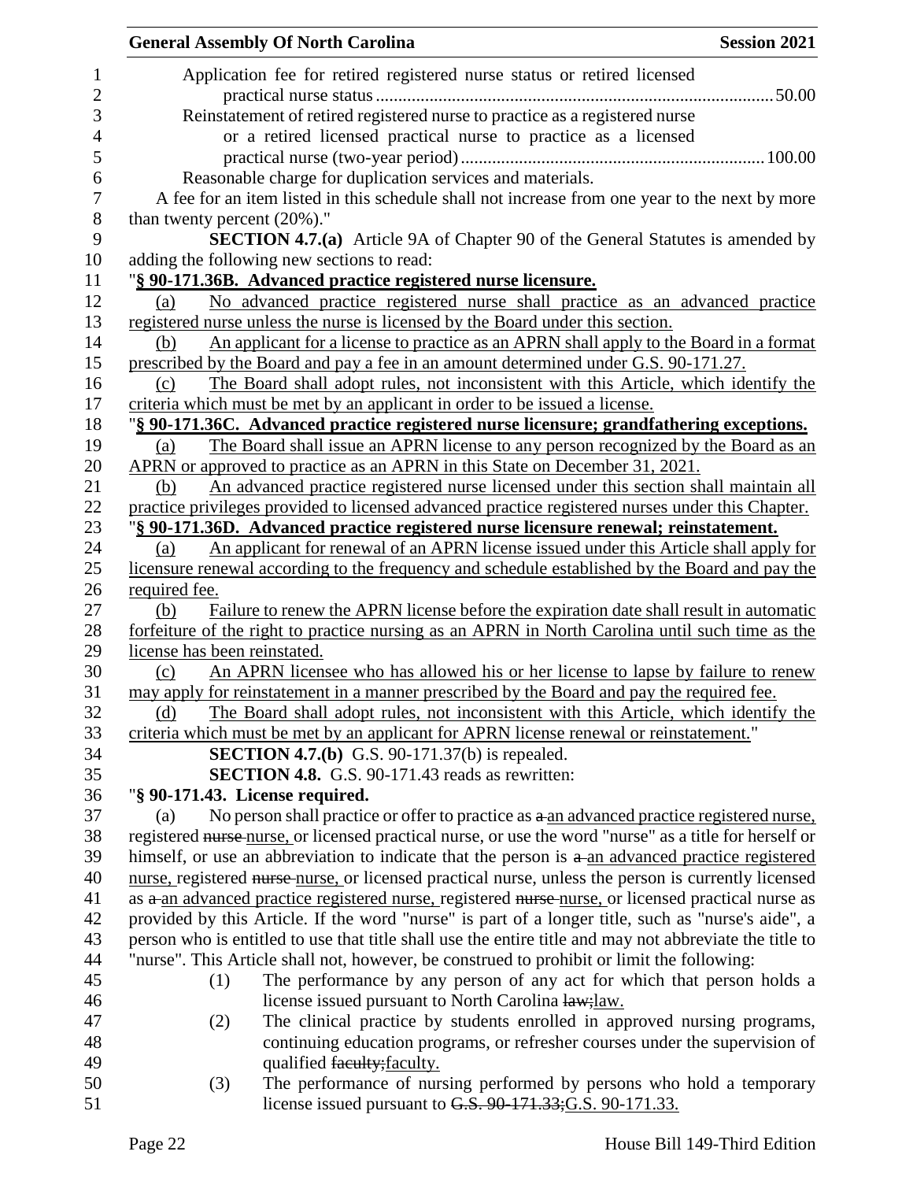Application fee for retired registered nurse status or retired licensed practical nurse status ........................................................................................ 50.00

Reinstatement of retired registered nurse to practice as a registered nurse or a retired licensed practical nurse to practice as a licensed practical nurse (two-year period) ................................................................... 100.00

Reasonable charge for duplication services and materials.

A fee for an item listed in this schedule shall not increase from one year to the next by more than twenty percent (20%)."

**SECTION 4.7.(a)** Article 9A of Chapter 90 of the General Statutes is amended by adding the following new sections to read:

"**§ 90-171.36B. Advanced practice registered nurse licensure.**

(a) No advanced practice registered nurse shall practice as an advanced practice registered nurse unless the nurse is licensed by the Board under this section.

(b) An applicant for a license to practice as an APRN shall apply to the Board in a format prescribed by the Board and pay a fee in an amount determined under G.S. 90-171.27.

(c) The Board shall adopt rules, not inconsistent with this Article, which identify the criteria which must be met by an applicant in order to be issued a license.

"**§ 90-171.36C. Advanced practice registered nurse licensure; grandfathering exceptions.**

(a) The Board shall issue an APRN license to any person recognized by the Board as an APRN or approved to practice as an APRN in this State on December 31, 2021.

(b) An advanced practice registered nurse licensed under this section shall maintain all practice privileges provided to licensed advanced practice registered nurses under this Chapter.

"**§ 90-171.36D. Advanced practice registered nurse licensure renewal; reinstatement.**

(a) An applicant for renewal of an APRN license issued under this Article shall apply for licensure renewal according to the frequency and schedule established by the Board and pay the required fee.

(b) Failure to renew the APRN license before the expiration date shall result in automatic forfeiture of the right to practice nursing as an APRN in North Carolina until such time as the license has been reinstated.

(c) An APRN licensee who has allowed his or her license to lapse by failure to renew may apply for reinstatement in a manner prescribed by the Board and pay the required fee.

(d) The Board shall adopt rules, not inconsistent with this Article, which identify the criteria which must be met by an applicant for APRN license renewal or reinstatement."

**SECTION 4.7.(b)** G.S. 90-171.37(b) is repealed.

**SECTION 4.8.** G.S. 90-171.43 reads as rewritten:

"**§ 90-171.43. License required.**

(a) No person shall practice or offer to practice as a an advanced practice registered nurse, registered nurse nurse, or licensed practical nurse, or use the word "nurse" as a title for herself or himself, or use an abbreviation to indicate that the person is a an advanced practice registered nurse, registered nurse nurse, or licensed practical nurse, unless the person is currently licensed as a an advanced practice registered nurse, registered nurse nurse, or licensed practical nurse as provided by this Article. If the word "nurse" is part of a longer title, such as "nurse's aide", a person who is entitled to use that title shall use the entire title and may not abbreviate the title to "nurse". This Article shall not, however, be construed to prohibit or limit the following:

(1) The performance by any person of any act for which that person holds a license issued pursuant to North Carolina law;law.

(2) The clinical practice by students enrolled in approved nursing programs, continuing education programs, or refresher courses under the supervision of qualified faculty;faculty.

(3) The performance of nursing performed by persons who hold a temporary license issued pursuant to G.S. 90-171.33;G.S. 90-171.33.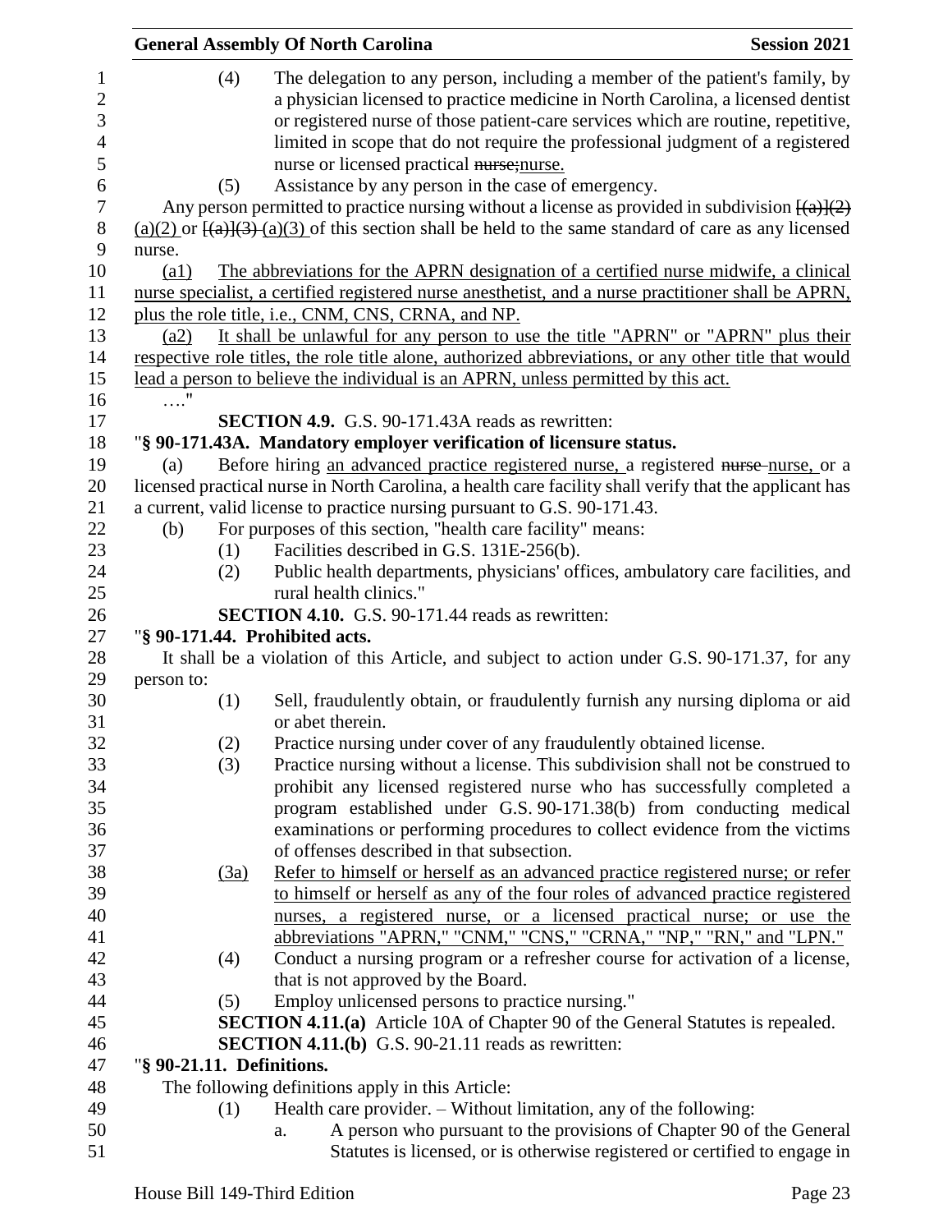(4) The delegation to any person, including a member of the patient's family, by a physician licensed to practice medicine in North Carolina, a licensed dentist or registered nurse of those patient-care services which are routine, repetitive, limited in scope that do not require the professional judgment of a registered nurse or licensed practical ~~nurse;~~nurse.

(5) Assistance by any person in the case of emergency.

Any person permitted to practice nursing without a license as provided in subdivision ~~[(a)](2)~~ (a)(2) or ~~[(a)](3)~~ (a)(3) of this section shall be held to the same standard of care as any licensed nurse.

(a1) The abbreviations for the APRN designation of a certified nurse midwife, a clinical nurse specialist, a certified registered nurse anesthetist, and a nurse practitioner shall be APRN, plus the role title, i.e., CNM, CNS, CRNA, and NP.

(a2) It shall be unlawful for any person to use the title "APRN" or "APRN" plus their respective role titles, the role title alone, authorized abbreviations, or any other title that would lead a person to believe the individual is an APRN, unless permitted by this act.

…."

**SECTION 4.9.** G.S. 90-171.43A reads as rewritten:

"**§ 90-171.43A. Mandatory employer verification of licensure status.**

(a) Before hiring an advanced practice registered nurse, a registered ~~nurse~~ nurse, or a licensed practical nurse in North Carolina, a health care facility shall verify that the applicant has a current, valid license to practice nursing pursuant to G.S. 90-171.43.

(b) For purposes of this section, "health care facility" means:

(1) Facilities described in G.S. 131E-256(b).

(2) Public health departments, physicians' offices, ambulatory care facilities, and rural health clinics."

**SECTION 4.10.** G.S. 90-171.44 reads as rewritten:

"**§ 90-171.44. Prohibited acts.**

It shall be a violation of this Article, and subject to action under G.S. 90-171.37, for any person to:

(1) Sell, fraudulently obtain, or fraudulently furnish any nursing diploma or aid or abet therein.

(2) Practice nursing under cover of any fraudulently obtained license.

(3) Practice nursing without a license. This subdivision shall not be construed to prohibit any licensed registered nurse who has successfully completed a program established under G.S. 90-171.38(b) from conducting medical examinations or performing procedures to collect evidence from the victims of offenses described in that subsection.

(3a) Refer to himself or herself as an advanced practice registered nurse; or refer to himself or herself as any of the four roles of advanced practice registered nurses, a registered nurse, or a licensed practical nurse; or use the abbreviations "APRN," "CNM," "CNS," "CRNA," "NP," "RN," and "LPN."

(4) Conduct a nursing program or a refresher course for activation of a license, that is not approved by the Board.

(5) Employ unlicensed persons to practice nursing."

**SECTION 4.11.(a)** Article 10A of Chapter 90 of the General Statutes is repealed.

**SECTION 4.11.(b)** G.S. 90-21.11 reads as rewritten:

"**§ 90-21.11. Definitions.**

The following definitions apply in this Article:

(1) Health care provider. – Without limitation, any of the following:

a. A person who pursuant to the provisions of Chapter 90 of the General Statutes is licensed, or is otherwise registered or certified to engage in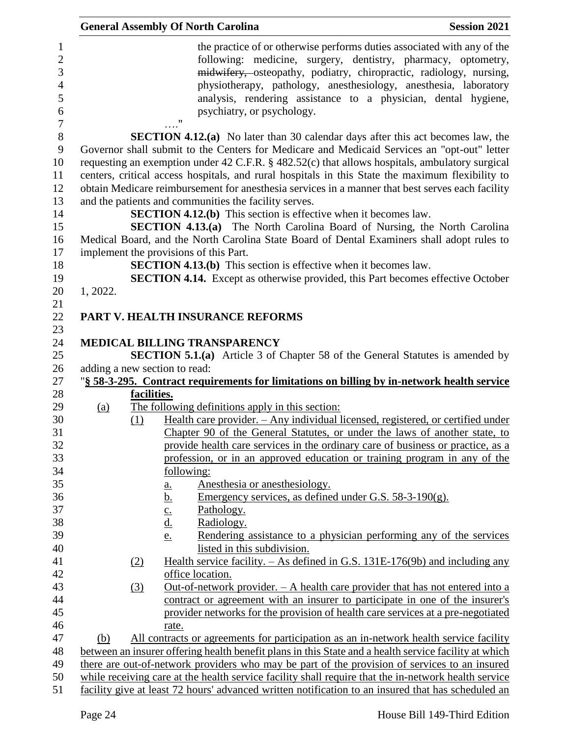the practice of or otherwise performs duties associated with any of the following: medicine, surgery, dentistry, pharmacy, optometry, ~~midwifery,~~ osteopathy, podiatry, chiropractic, radiology, nursing, physiotherapy, pathology, anesthesiology, anesthesia, laboratory analysis, rendering assistance to a physician, dental hygiene, psychiatry, or psychology.

…."

**SECTION 4.12.(a)** No later than 30 calendar days after this act becomes law, the Governor shall submit to the Centers for Medicare and Medicaid Services an "opt-out" letter requesting an exemption under 42 C.F.R. § 482.52(c) that allows hospitals, ambulatory surgical centers, critical access hospitals, and rural hospitals in this State the maximum flexibility to obtain Medicare reimbursement for anesthesia services in a manner that best serves each facility and the patients and communities the facility serves.

**SECTION 4.12.(b)** This section is effective when it becomes law.

**SECTION 4.13.(a)** The North Carolina Board of Nursing, the North Carolina Medical Board, and the North Carolina State Board of Dental Examiners shall adopt rules to implement the provisions of this Part.

**SECTION 4.13.(b)** This section is effective when it becomes law.

**SECTION 4.14.** Except as otherwise provided, this Part becomes effective October 1, 2022.

## PART V. HEALTH INSURANCE REFORMS

### MEDICAL BILLING TRANSPARENCY

**SECTION 5.1.(a)** Article 3 of Chapter 58 of the General Statutes is amended by adding a new section to read:

"**§ 58-3-295. Contract requirements for limitations on billing by in-network health service facilities.**

(a) The following definitions apply in this section:

(1) Health care provider. – Any individual licensed, registered, or certified under Chapter 90 of the General Statutes, or under the laws of another state, to provide health care services in the ordinary care of business or practice, as a profession, or in an approved education or training program in any of the following:

a. Anesthesia or anesthesiology.

b. Emergency services, as defined under G.S. 58-3-190(g).

c. Pathology.

d. Radiology.

e. Rendering assistance to a physician performing any of the services listed in this subdivision.

(2) Health service facility. – As defined in G.S. 131E-176(9b) and including any office location.

(3) Out-of-network provider. – A health care provider that has not entered into a contract or agreement with an insurer to participate in one of the insurer's provider networks for the provision of health care services at a pre-negotiated rate.

(b) All contracts or agreements for participation as an in-network health service facility between an insurer offering health benefit plans in this State and a health service facility at which there are out-of-network providers who may be part of the provision of services to an insured while receiving care at the health service facility shall require that the in-network health service facility give at least 72 hours' advanced written notification to an insured that has scheduled an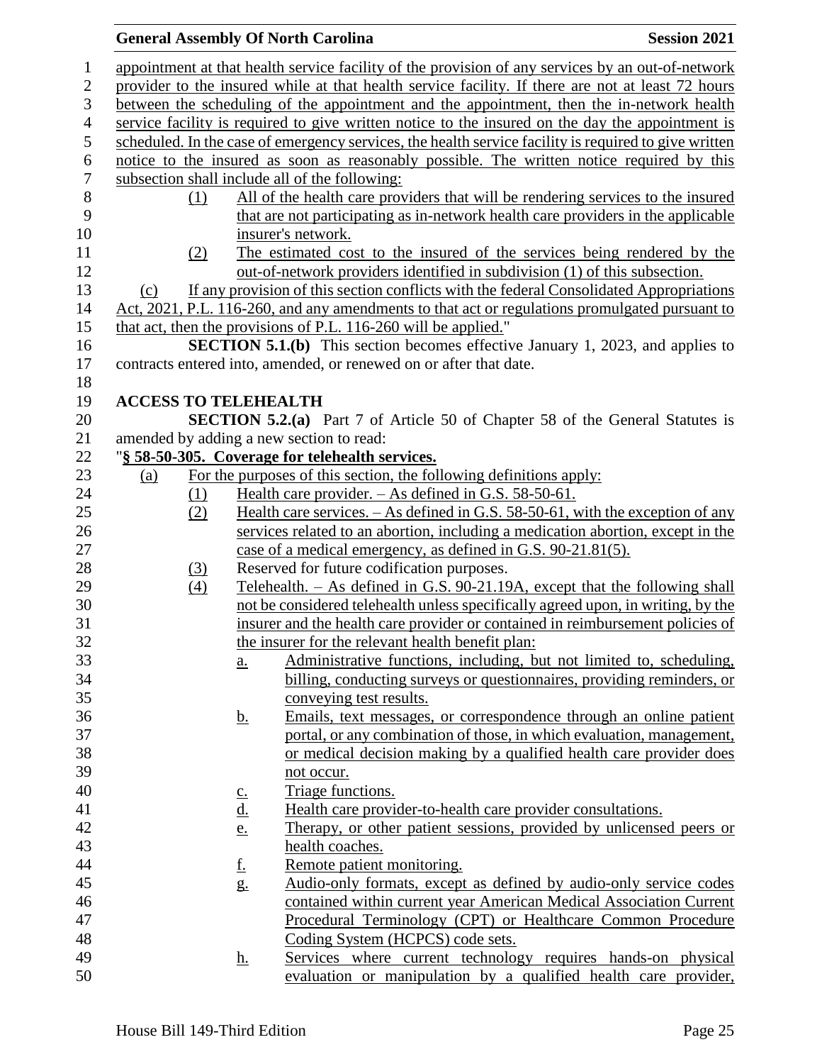appointment at that health service facility of the provision of any services by an out-of-network provider to the insured while at that health service facility. If there are not at least 72 hours between the scheduling of the appointment and the appointment, then the in-network health service facility is required to give written notice to the insured on the day the appointment is scheduled. In the case of emergency services, the health service facility is required to give written notice to the insured as soon as reasonably possible. The written notice required by this subsection shall include all of the following:

(1) All of the health care providers that will be rendering services to the insured that are not participating as in-network health care providers in the applicable insurer's network.

(2) The estimated cost to the insured of the services being rendered by the out-of-network providers identified in subdivision (1) of this subsection.

(c) If any provision of this section conflicts with the federal Consolidated Appropriations Act, 2021, P.L. 116-260, and any amendments to that act or regulations promulgated pursuant to that act, then the provisions of P.L. 116-260 will be applied."

**SECTION 5.1.(b)** This section becomes effective January 1, 2023, and applies to contracts entered into, amended, or renewed on or after that date.

**ACCESS TO TELEHEALTH**

**SECTION 5.2.(a)** Part 7 of Article 50 of Chapter 58 of the General Statutes is amended by adding a new section to read:

"**§ 58-50-305. Coverage for telehealth services.**

(a) For the purposes of this section, the following definitions apply:

(1) Health care provider. – As defined in G.S. 58-50-61.

(2) Health care services. – As defined in G.S. 58-50-61, with the exception of any services related to an abortion, including a medication abortion, except in the case of a medical emergency, as defined in G.S. 90-21.81(5).

(3) Reserved for future codification purposes.

(4) Telehealth. – As defined in G.S. 90-21.19A, except that the following shall not be considered telehealth unless specifically agreed upon, in writing, by the insurer and the health care provider or contained in reimbursement policies of the insurer for the relevant health benefit plan:

a. Administrative functions, including, but not limited to, scheduling, billing, conducting surveys or questionnaires, providing reminders, or conveying test results.

b. Emails, text messages, or correspondence through an online patient portal, or any combination of those, in which evaluation, management, or medical decision making by a qualified health care provider does not occur.

c. Triage functions.

d. Health care provider-to-health care provider consultations.

e. Therapy, or other patient sessions, provided by unlicensed peers or health coaches.

f. Remote patient monitoring.

g. Audio-only formats, except as defined by audio-only service codes contained within current year American Medical Association Current Procedural Terminology (CPT) or Healthcare Common Procedure Coding System (HCPCS) code sets.

h. Services where current technology requires hands-on physical evaluation or manipulation by a qualified health care provider,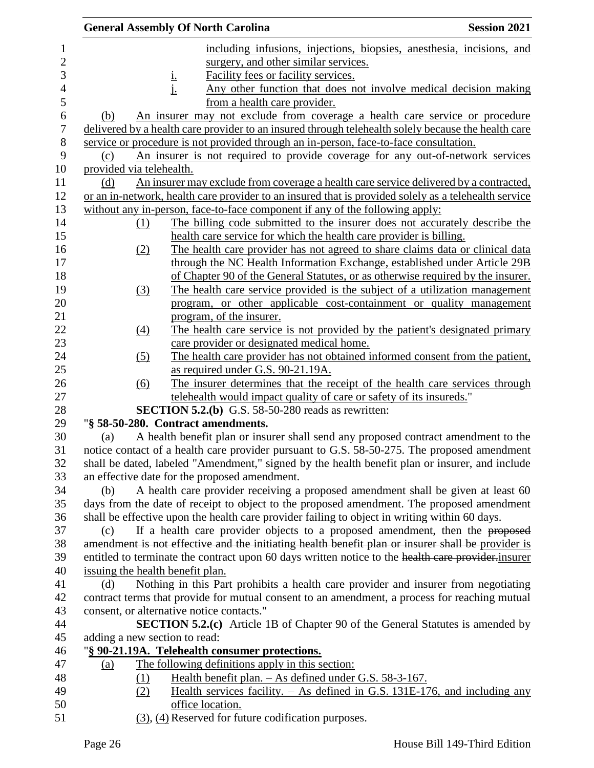including infusions, injections, biopsies, anesthesia, incisions, and surgery, and other similar services.

i. Facility fees or facility services.

j. Any other function that does not involve medical decision making from a health care provider.

(b) An insurer may not exclude from coverage a health care service or procedure delivered by a health care provider to an insured through telehealth solely because the health care service or procedure is not provided through an in-person, face-to-face consultation.

(c) An insurer is not required to provide coverage for any out-of-network services provided via telehealth.

(d) An insurer may exclude from coverage a health care service delivered by a contracted, or an in-network, health care provider to an insured that is provided solely as a telehealth service without any in-person, face-to-face component if any of the following apply:

(1) The billing code submitted to the insurer does not accurately describe the health care service for which the health care provider is billing.

(2) The health care provider has not agreed to share claims data or clinical data through the NC Health Information Exchange, established under Article 29B of Chapter 90 of the General Statutes, or as otherwise required by the insurer.

(3) The health care service provided is the subject of a utilization management program, or other applicable cost-containment or quality management program, of the insurer.

(4) The health care service is not provided by the patient's designated primary care provider or designated medical home.

(5) The health care provider has not obtained informed consent from the patient, as required under G.S. 90-21.19A.

(6) The insurer determines that the receipt of the health care services through telehealth would impact quality of care or safety of its insureds."

**SECTION 5.2.(b)** G.S. 58-50-280 reads as rewritten:

"**§ 58-50-280. Contract amendments.**

(a) A health benefit plan or insurer shall send any proposed contract amendment to the notice contact of a health care provider pursuant to G.S. 58-50-275. The proposed amendment shall be dated, labeled "Amendment," signed by the health benefit plan or insurer, and include an effective date for the proposed amendment.

(b) A health care provider receiving a proposed amendment shall be given at least 60 days from the date of receipt to object to the proposed amendment. The proposed amendment shall be effective upon the health care provider failing to object in writing within 60 days.

(c) If a health care provider objects to a proposed amendment, then the ~~proposed amendment is not effective and the initiating health benefit plan or insurer shall be~~ provider is entitled to terminate the contract upon 60 days written notice to the ~~health care provider.~~insurer issuing the health benefit plan.

(d) Nothing in this Part prohibits a health care provider and insurer from negotiating contract terms that provide for mutual consent to an amendment, a process for reaching mutual consent, or alternative notice contacts."

**SECTION 5.2.(c)** Article 1B of Chapter 90 of the General Statutes is amended by adding a new section to read:

"**§ 90-21.19A. Telehealth consumer protections.**

(a) The following definitions apply in this section:

(1) Health benefit plan. – As defined under G.S. 58-3-167.

(2) Health services facility. – As defined in G.S. 131E-176, and including any office location.

(3), (4) Reserved for future codification purposes.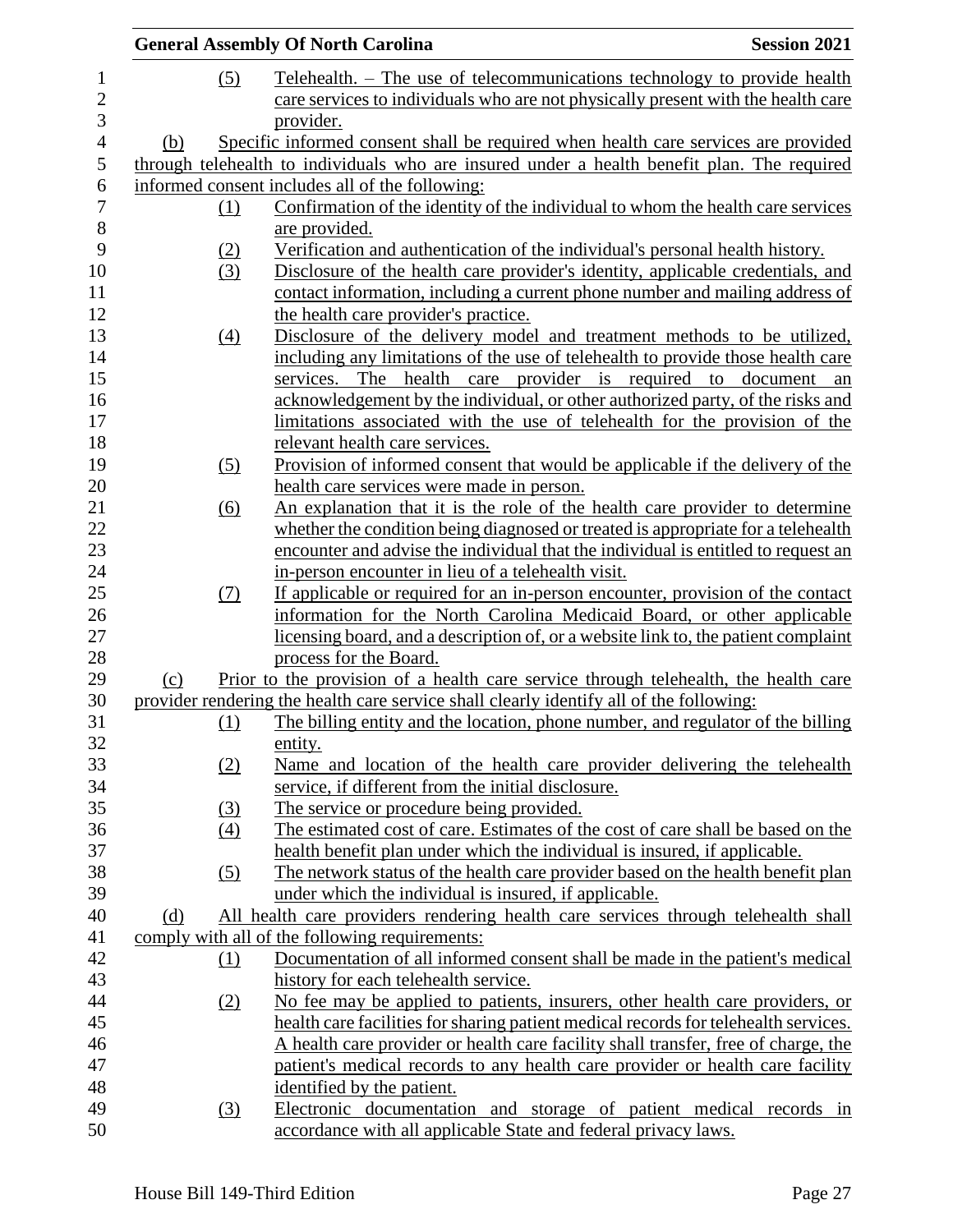(5) Telehealth. – The use of telecommunications technology to provide health care services to individuals who are not physically present with the health care provider.

(b) Specific informed consent shall be required when health care services are provided through telehealth to individuals who are insured under a health benefit plan. The required informed consent includes all of the following:

(1) Confirmation of the identity of the individual to whom the health care services are provided.

(2) Verification and authentication of the individual's personal health history.

(3) Disclosure of the health care provider's identity, applicable credentials, and contact information, including a current phone number and mailing address of the health care provider's practice.

(4) Disclosure of the delivery model and treatment methods to be utilized, including any limitations of the use of telehealth to provide those health care services. The health care provider is required to document an acknowledgement by the individual, or other authorized party, of the risks and limitations associated with the use of telehealth for the provision of the relevant health care services.

(5) Provision of informed consent that would be applicable if the delivery of the health care services were made in person.

(6) An explanation that it is the role of the health care provider to determine whether the condition being diagnosed or treated is appropriate for a telehealth encounter and advise the individual that the individual is entitled to request an in-person encounter in lieu of a telehealth visit.

(7) If applicable or required for an in-person encounter, provision of the contact information for the North Carolina Medicaid Board, or other applicable licensing board, and a description of, or a website link to, the patient complaint process for the Board.

(c) Prior to the provision of a health care service through telehealth, the health care provider rendering the health care service shall clearly identify all of the following:

(1) The billing entity and the location, phone number, and regulator of the billing entity.

(2) Name and location of the health care provider delivering the telehealth service, if different from the initial disclosure.

(3) The service or procedure being provided.

(4) The estimated cost of care. Estimates of the cost of care shall be based on the health benefit plan under which the individual is insured, if applicable.

(5) The network status of the health care provider based on the health benefit plan under which the individual is insured, if applicable.

(d) All health care providers rendering health care services through telehealth shall comply with all of the following requirements:

(1) Documentation of all informed consent shall be made in the patient's medical history for each telehealth service.

(2) No fee may be applied to patients, insurers, other health care providers, or health care facilities for sharing patient medical records for telehealth services. A health care provider or health care facility shall transfer, free of charge, the patient's medical records to any health care provider or health care facility identified by the patient.

(3) Electronic documentation and storage of patient medical records in accordance with all applicable State and federal privacy laws.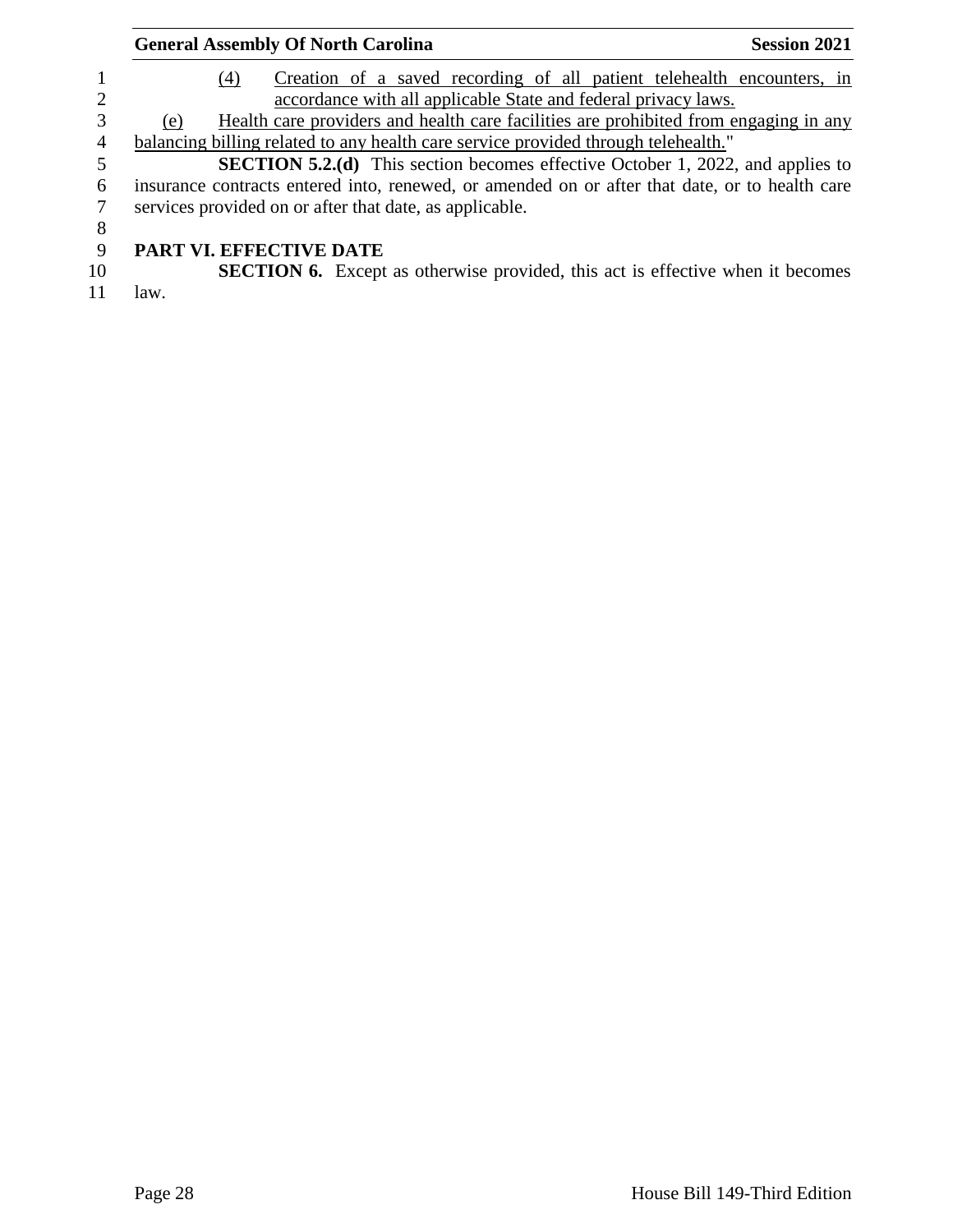(4) Creation of a saved recording of all patient telehealth encounters, in accordance with all applicable State and federal privacy laws.

(e) Health care providers and health care facilities are prohibited from engaging in any balancing billing related to any health care service provided through telehealth."

**SECTION 5.2.(d)** This section becomes effective October 1, 2022, and applies to insurance contracts entered into, renewed, or amended on or after that date, or to health care services provided on or after that date, as applicable.

## PART VI. EFFECTIVE DATE

**SECTION 6.** Except as otherwise provided, this act is effective when it becomes law.